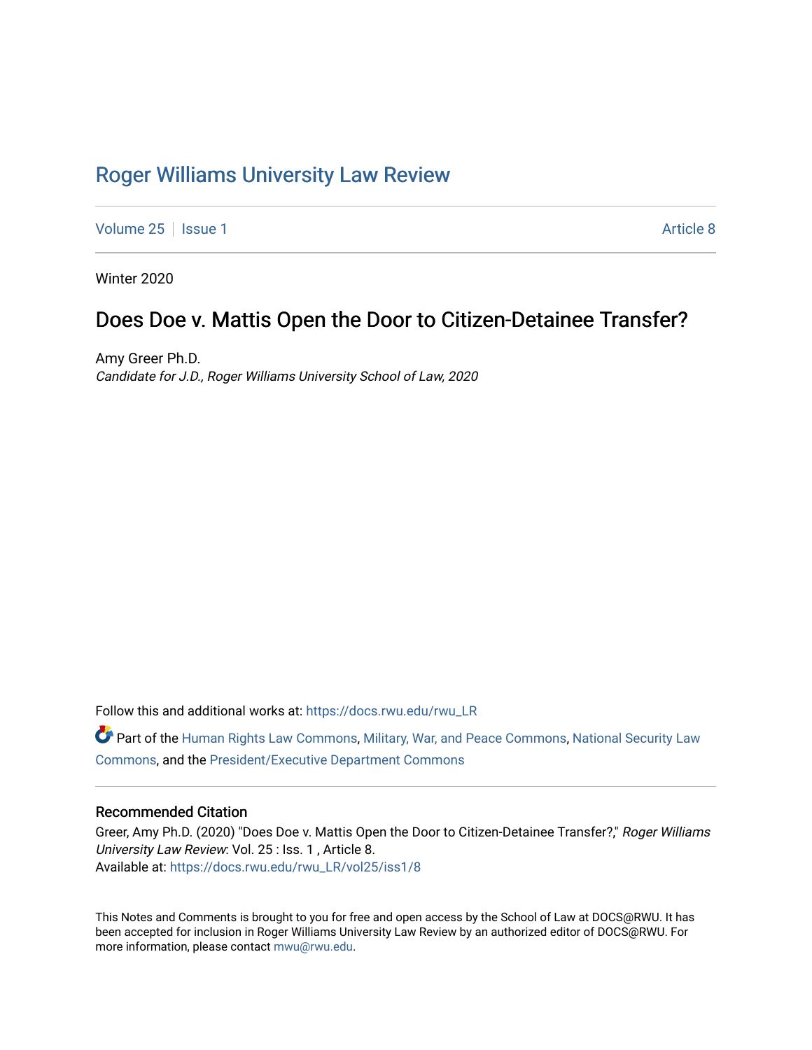# Roger Williams University Law Review

Volume 25 | Issue 1 | Article 8

Winter 2020

## Does Doe v. Mattis Open the Door to Citizen-Detainee Transfer?

Amy Greer Ph.D.
*Candidate for J.D., Roger Williams University School of Law, 2020*

Follow this and additional works at: https://docs.rwu.edu/rwu_LR

Part of the Human Rights Law Commons, Military, War, and Peace Commons, National Security Law Commons, and the President/Executive Department Commons

### Recommended Citation

Greer, Amy Ph.D. (2020) "Does Doe v. Mattis Open the Door to Citizen-Detainee Transfer?," *Roger Williams University Law Review*: Vol. 25 : Iss. 1 , Article 8.
Available at: https://docs.rwu.edu/rwu_LR/vol25/iss1/8

This Notes and Comments is brought to you for free and open access by the School of Law at DOCS@RWU. It has been accepted for inclusion in Roger Williams University Law Review by an authorized editor of DOCS@RWU. For more information, please contact mwu@rwu.edu.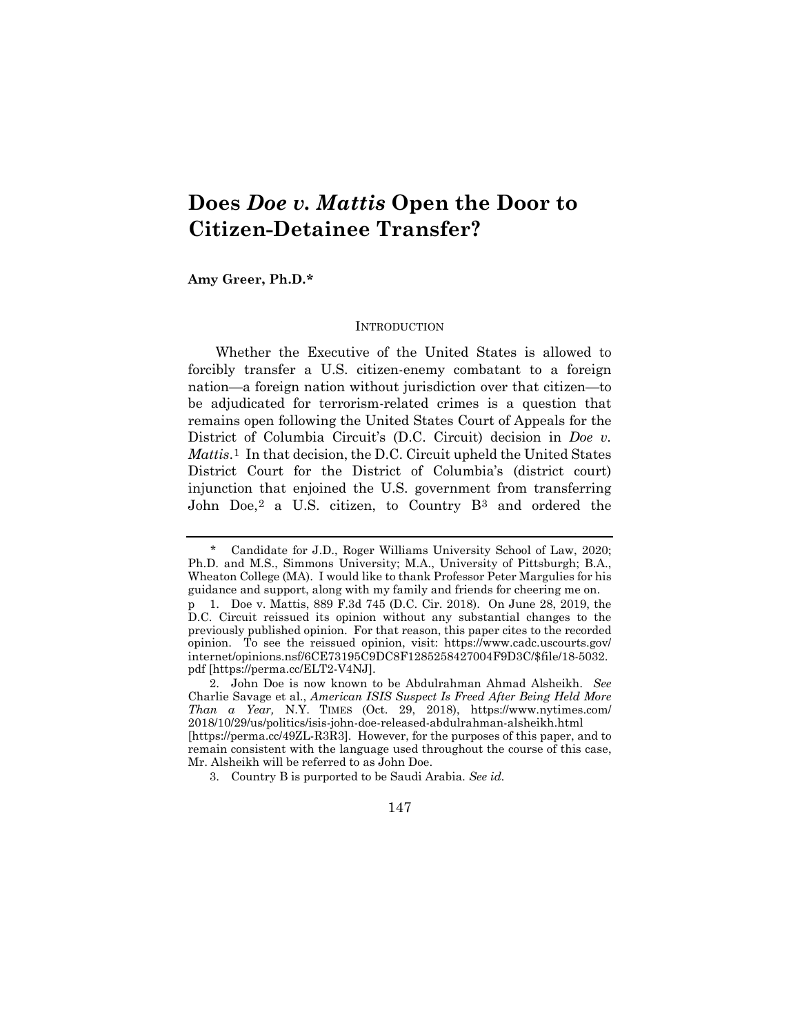# Does *Doe v. Mattis* Open the Door to Citizen-Detainee Transfer?

**Amy Greer, Ph.D.***

## INTRODUCTION

Whether the Executive of the United States is allowed to forcibly transfer a U.S. citizen-enemy combatant to a foreign nation—a foreign nation without jurisdiction over that citizen—to be adjudicated for terrorism-related crimes is a question that remains open following the United States Court of Appeals for the District of Columbia Circuit's (D.C. Circuit) decision in *Doe v. Mattis*.[1] In that decision, the D.C. Circuit upheld the United States District Court for the District of Columbia's (district court) injunction that enjoined the U.S. government from transferring John Doe,[2] a U.S. citizen, to Country B[3] and ordered the

---

\* Candidate for J.D., Roger Williams University School of Law, 2020; Ph.D. and M.S., Simmons University; M.A., University of Pittsburgh; B.A., Wheaton College (MA). I would like to thank Professor Peter Margulies for his guidance and support, along with my family and friends for cheering me on.

1. Doe v. Mattis, 889 F.3d 745 (D.C. Cir. 2018). On June 28, 2019, the D.C. Circuit reissued its opinion without any substantial changes to the previously published opinion. For that reason, this paper cites to the recorded opinion. To see the reissued opinion, visit: https://www.cadc.uscourts.gov/internet/opinions.nsf/6CE73195C9DC8F1285258427004F9D3C/$file/18-5032.pdf [https://perma.cc/ELT2-V4NJ].

2. John Doe is now known to be Abdulrahman Ahmad Alsheikh. *See* Charlie Savage et al., *American ISIS Suspect Is Freed After Being Held More Than a Year,* N.Y. TIMES (Oct. 29, 2018), https://www.nytimes.com/2018/10/29/us/politics/isis-john-doe-released-abdulrahman-alsheikh.html [https://perma.cc/49ZL-R3R3]. However, for the purposes of this paper, and to remain consistent with the language used throughout the course of this case, Mr. Alsheikh will be referred to as John Doe.

3. Country B is purported to be Saudi Arabia. *See id.*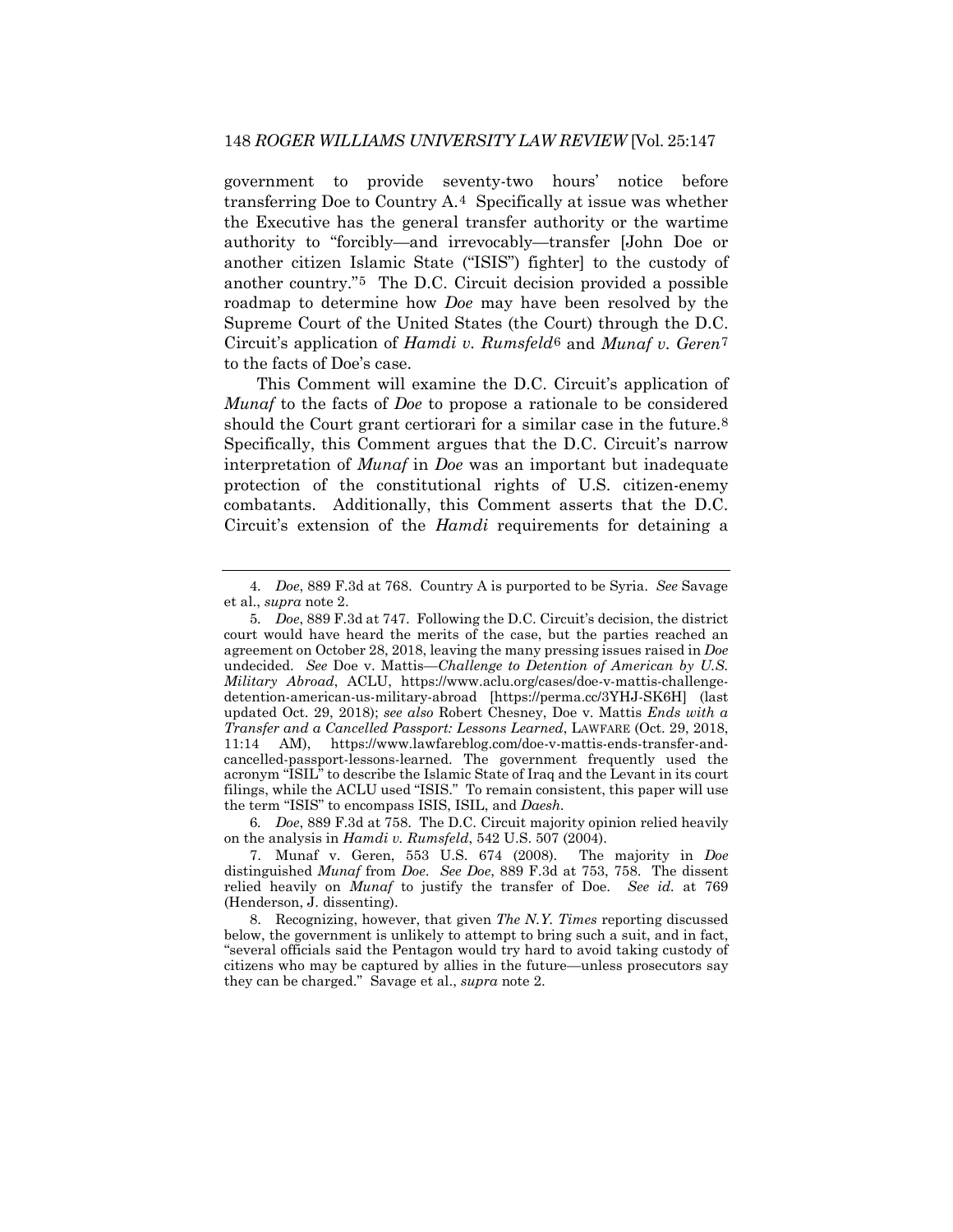government to provide seventy-two hours' notice before transferring Doe to Country A.[4] Specifically at issue was whether the Executive has the general transfer authority or the wartime authority to "forcibly—and irrevocably—transfer [John Doe or another citizen Islamic State ("ISIS") fighter] to the custody of another country."[5] The D.C. Circuit decision provided a possible roadmap to determine how *Doe* may have been resolved by the Supreme Court of the United States (the Court) through the D.C. Circuit's application of *Hamdi v. Rumsfeld*[6] and *Munaf v. Geren*[7] to the facts of Doe's case.

This Comment will examine the D.C. Circuit's application of *Munaf* to the facts of *Doe* to propose a rationale to be considered should the Court grant certiorari for a similar case in the future.[8] Specifically, this Comment argues that the D.C. Circuit's narrow interpretation of *Munaf* in *Doe* was an important but inadequate protection of the constitutional rights of U.S. citizen-enemy combatants. Additionally, this Comment asserts that the D.C. Circuit's extension of the *Hamdi* requirements for detaining a

---

4. *Doe*, 889 F.3d at 768. Country A is purported to be Syria. *See* Savage et al., *supra* note 2.

5. *Doe*, 889 F.3d at 747. Following the D.C. Circuit's decision, the district court would have heard the merits of the case, but the parties reached an agreement on October 28, 2018, leaving the many pressing issues raised in *Doe* undecided. *See* Doe v. Mattis—*Challenge to Detention of American by U.S. Military Abroad*, ACLU, https://www.aclu.org/cases/doe-v-mattis-challenge-detention-american-us-military-abroad [https://perma.cc/3YHJ-SK6H] (last updated Oct. 29, 2018); *see also* Robert Chesney, Doe v. Mattis *Ends with a Transfer and a Cancelled Passport: Lessons Learned*, LAWFARE (Oct. 29, 2018, 11:14 AM), https://www.lawfareblog.com/doe-v-mattis-ends-transfer-and-cancelled-passport-lessons-learned. The government frequently used the acronym "ISIL" to describe the Islamic State of Iraq and the Levant in its court filings, while the ACLU used "ISIS." To remain consistent, this paper will use the term "ISIS" to encompass ISIS, ISIL, and *Daesh*.

6. *Doe*, 889 F.3d at 758. The D.C. Circuit majority opinion relied heavily on the analysis in *Hamdi v. Rumsfeld*, 542 U.S. 507 (2004).

7. Munaf v. Geren, 553 U.S. 674 (2008). The majority in *Doe* distinguished *Munaf* from *Doe*. *See Doe*, 889 F.3d at 753, 758. The dissent relied heavily on *Munaf* to justify the transfer of Doe. *See id.* at 769 (Henderson, J. dissenting).

8. Recognizing, however, that given *The N.Y. Times* reporting discussed below, the government is unlikely to attempt to bring such a suit, and in fact, "several officials said the Pentagon would try hard to avoid taking custody of citizens who may be captured by allies in the future—unless prosecutors say they can be charged." Savage et al., *supra* note 2.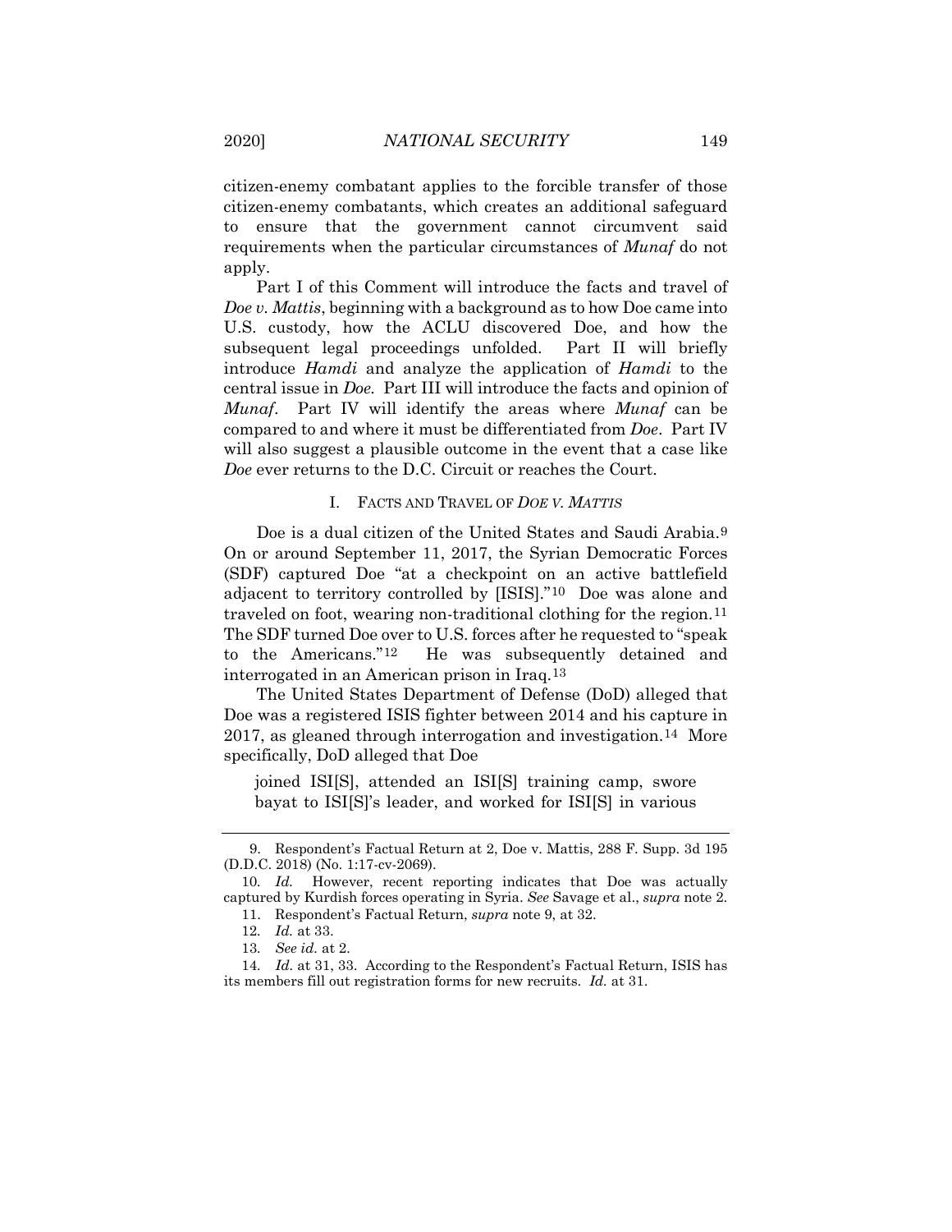citizen-enemy combatant applies to the forcible transfer of those citizen-enemy combatants, which creates an additional safeguard to ensure that the government cannot circumvent said requirements when the particular circumstances of *Munaf* do not apply.

Part I of this Comment will introduce the facts and travel of *Doe v. Mattis*, beginning with a background as to how Doe came into U.S. custody, how the ACLU discovered Doe, and how the subsequent legal proceedings unfolded. Part II will briefly introduce *Hamdi* and analyze the application of *Hamdi* to the central issue in *Doe.* Part III will introduce the facts and opinion of *Munaf*. Part IV will identify the areas where *Munaf* can be compared to and where it must be differentiated from *Doe*. Part IV will also suggest a plausible outcome in the event that a case like *Doe* ever returns to the D.C. Circuit or reaches the Court.

## I. FACTS AND TRAVEL OF *DOE V. MATTIS*

Doe is a dual citizen of the United States and Saudi Arabia.[9] On or around September 11, 2017, the Syrian Democratic Forces (SDF) captured Doe "at a checkpoint on an active battlefield adjacent to territory controlled by [ISIS]."[10] Doe was alone and traveled on foot, wearing non-traditional clothing for the region.[11] The SDF turned Doe over to U.S. forces after he requested to "speak to the Americans."[12] He was subsequently detained and interrogated in an American prison in Iraq.[13]

The United States Department of Defense (DoD) alleged that Doe was a registered ISIS fighter between 2014 and his capture in 2017, as gleaned through interrogation and investigation.[14] More specifically, DoD alleged that Doe

> joined ISI[S], attended an ISI[S] training camp, swore bayat to ISI[S]'s leader, and worked for ISI[S] in various

---

9. Respondent's Factual Return at 2, Doe v. Mattis, 288 F. Supp. 3d 195 (D.D.C. 2018) (No. 1:17-cv-2069).

10. *Id.* However, recent reporting indicates that Doe was actually captured by Kurdish forces operating in Syria. *See* Savage et al., *supra* note 2.

11. Respondent's Factual Return, *supra* note 9, at 32.

12. *Id.* at 33.

13. *See id.* at 2.

14. *Id.* at 31, 33. According to the Respondent's Factual Return, ISIS has its members fill out registration forms for new recruits. *Id.* at 31.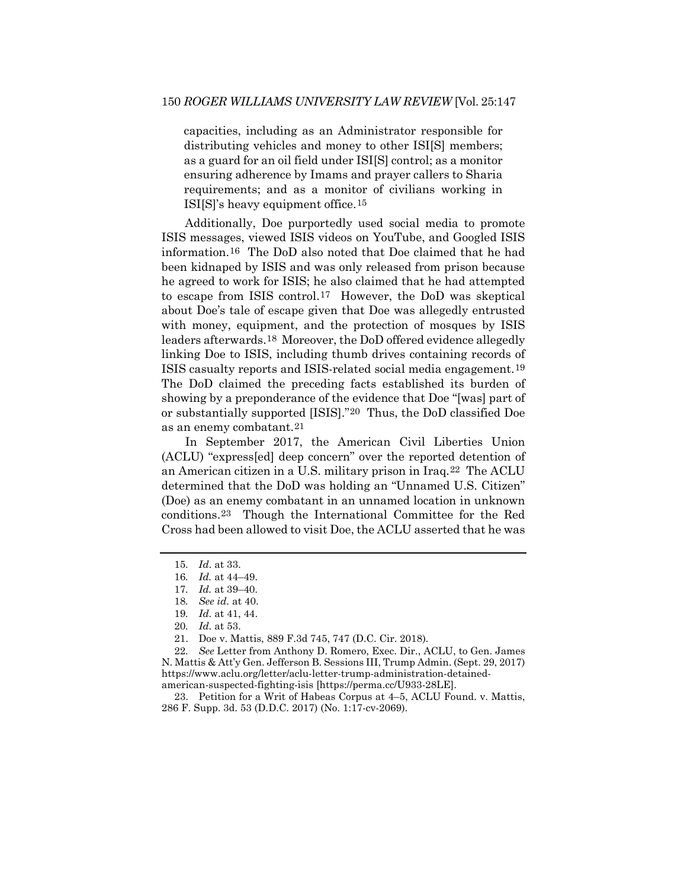capacities, including as an Administrator responsible for distributing vehicles and money to other ISI[S] members; as a guard for an oil field under ISI[S] control; as a monitor ensuring adherence by Imams and prayer callers to Sharia requirements; and as a monitor of civilians working in ISI[S]'s heavy equipment office.[15]

Additionally, Doe purportedly used social media to promote ISIS messages, viewed ISIS videos on YouTube, and Googled ISIS information.[16] The DoD also noted that Doe claimed that he had been kidnaped by ISIS and was only released from prison because he agreed to work for ISIS; he also claimed that he had attempted to escape from ISIS control.[17] However, the DoD was skeptical about Doe's tale of escape given that Doe was allegedly entrusted with money, equipment, and the protection of mosques by ISIS leaders afterwards.[18] Moreover, the DoD offered evidence allegedly linking Doe to ISIS, including thumb drives containing records of ISIS casualty reports and ISIS-related social media engagement.[19] The DoD claimed the preceding facts established its burden of showing by a preponderance of the evidence that Doe "[was] part of or substantially supported [ISIS]."[20] Thus, the DoD classified Doe as an enemy combatant.[21]

In September 2017, the American Civil Liberties Union (ACLU) "express[ed] deep concern" over the reported detention of an American citizen in a U.S. military prison in Iraq.[22] The ACLU determined that the DoD was holding an "Unnamed U.S. Citizen" (Doe) as an enemy combatant in an unnamed location in unknown conditions.[23] Though the International Committee for the Red Cross had been allowed to visit Doe, the ACLU asserted that he was

---

15. *Id.* at 33.

16. *Id.* at 44–49.

17. *Id.* at 39–40.

18. *See id.* at 40.

19. *Id.* at 41, 44.

20. *Id.* at 53.

21. Doe v. Mattis, 889 F.3d 745, 747 (D.C. Cir. 2018).

22. *See* Letter from Anthony D. Romero, Exec. Dir., ACLU, to Gen. James N. Mattis & Att'y Gen. Jefferson B. Sessions III, Trump Admin. (Sept. 29, 2017) https://www.aclu.org/letter/aclu-letter-trump-administration-detained-american-suspected-fighting-isis [https://perma.cc/U933-28LE].

23. Petition for a Writ of Habeas Corpus at 4–5, ACLU Found. v. Mattis, 286 F. Supp. 3d. 53 (D.D.C. 2017) (No. 1:17-cv-2069).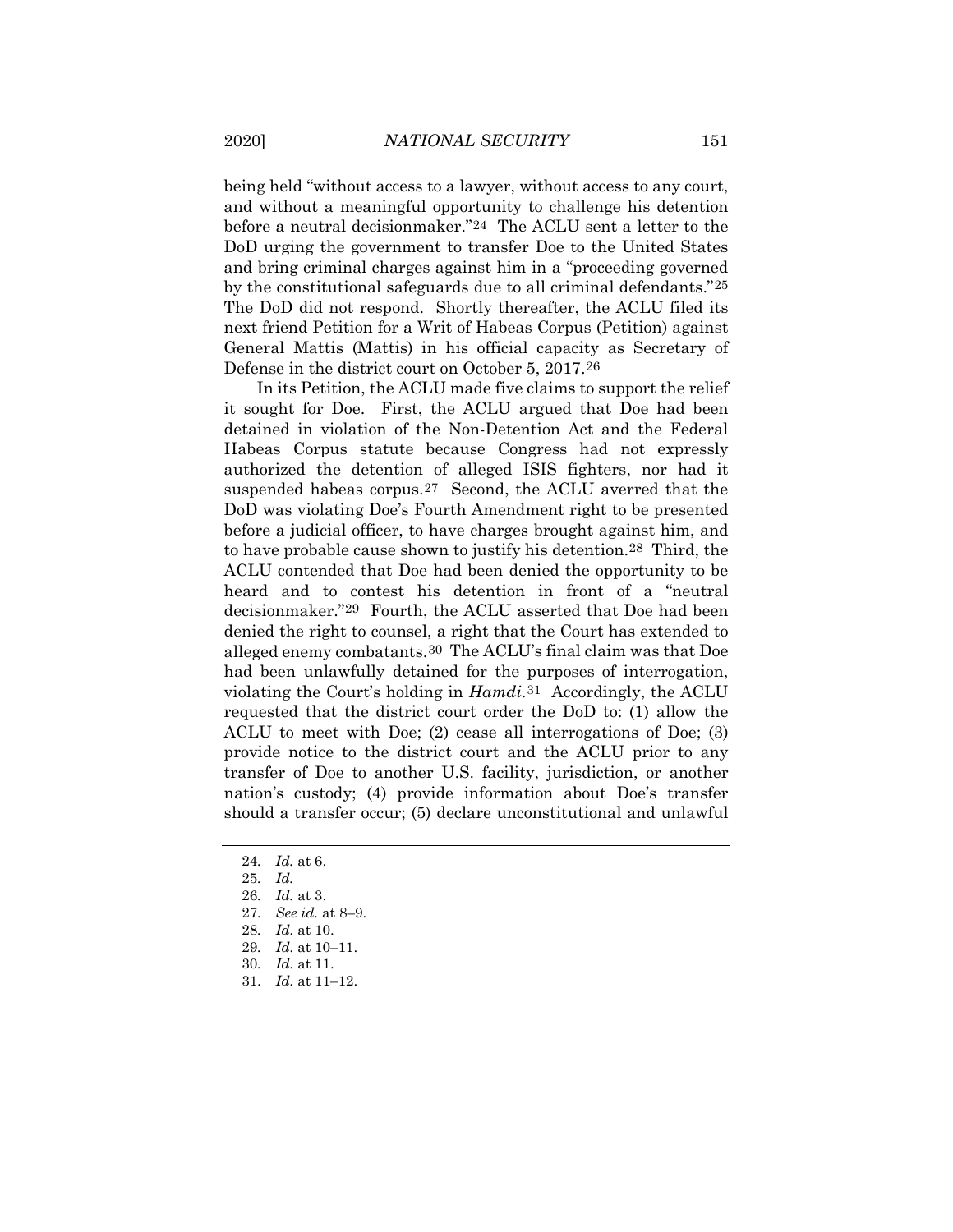being held "without access to a lawyer, without access to any court, and without a meaningful opportunity to challenge his detention before a neutral decisionmaker."[24] The ACLU sent a letter to the DoD urging the government to transfer Doe to the United States and bring criminal charges against him in a "proceeding governed by the constitutional safeguards due to all criminal defendants."[25] The DoD did not respond. Shortly thereafter, the ACLU filed its next friend Petition for a Writ of Habeas Corpus (Petition) against General Mattis (Mattis) in his official capacity as Secretary of Defense in the district court on October 5, 2017.[26]

In its Petition, the ACLU made five claims to support the relief it sought for Doe. First, the ACLU argued that Doe had been detained in violation of the Non-Detention Act and the Federal Habeas Corpus statute because Congress had not expressly authorized the detention of alleged ISIS fighters, nor had it suspended habeas corpus.[27] Second, the ACLU averred that the DoD was violating Doe's Fourth Amendment right to be presented before a judicial officer, to have charges brought against him, and to have probable cause shown to justify his detention.[28] Third, the ACLU contended that Doe had been denied the opportunity to be heard and to contest his detention in front of a "neutral decisionmaker."[29] Fourth, the ACLU asserted that Doe had been denied the right to counsel, a right that the Court has extended to alleged enemy combatants.[30] The ACLU's final claim was that Doe had been unlawfully detained for the purposes of interrogation, violating the Court's holding in *Hamdi*.[31] Accordingly, the ACLU requested that the district court order the DoD to: (1) allow the ACLU to meet with Doe; (2) cease all interrogations of Doe; (3) provide notice to the district court and the ACLU prior to any transfer of Doe to another U.S. facility, jurisdiction, or another nation's custody; (4) provide information about Doe's transfer should a transfer occur; (5) declare unconstitutional and unlawful

---

24. *Id.* at 6.
25. *Id.*
26. *Id.* at 3.
27. *See id.* at 8–9.
28. *Id.* at 10.
29. *Id.* at 10–11.
30. *Id.* at 11.
31. *Id.* at 11–12.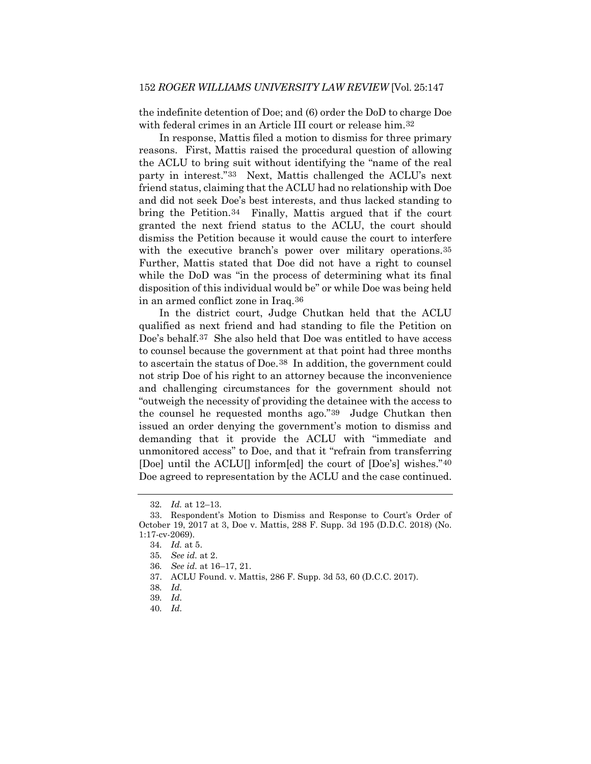the indefinite detention of Doe; and (6) order the DoD to charge Doe with federal crimes in an Article III court or release him.[32]

In response, Mattis filed a motion to dismiss for three primary reasons. First, Mattis raised the procedural question of allowing the ACLU to bring suit without identifying the "name of the real party in interest."[33] Next, Mattis challenged the ACLU's next friend status, claiming that the ACLU had no relationship with Doe and did not seek Doe's best interests, and thus lacked standing to bring the Petition.[34] Finally, Mattis argued that if the court granted the next friend status to the ACLU, the court should dismiss the Petition because it would cause the court to interfere with the executive branch's power over military operations.[35] Further, Mattis stated that Doe did not have a right to counsel while the DoD was "in the process of determining what its final disposition of this individual would be" or while Doe was being held in an armed conflict zone in Iraq.[36]

In the district court, Judge Chutkan held that the ACLU qualified as next friend and had standing to file the Petition on Doe's behalf.[37] She also held that Doe was entitled to have access to counsel because the government at that point had three months to ascertain the status of Doe.[38] In addition, the government could not strip Doe of his right to an attorney because the inconvenience and challenging circumstances for the government should not "outweigh the necessity of providing the detainee with the access to the counsel he requested months ago."[39] Judge Chutkan then issued an order denying the government's motion to dismiss and demanding that it provide the ACLU with "immediate and unmonitored access" to Doe, and that it "refrain from transferring [Doe] until the ACLU[] inform[ed] the court of [Doe's] wishes."[40] Doe agreed to representation by the ACLU and the case continued.

---

32. *Id.* at 12–13.

33. Respondent's Motion to Dismiss and Response to Court's Order of October 19, 2017 at 3, Doe v. Mattis, 288 F. Supp. 3d 195 (D.D.C. 2018) (No. 1:17-cv-2069).

34. *Id.* at 5.

35. *See id.* at 2.

36. *See id.* at 16–17, 21.

37. ACLU Found. v. Mattis, 286 F. Supp. 3d 53, 60 (D.C.C. 2017).

38. *Id.*

39. *Id.*

40. *Id.*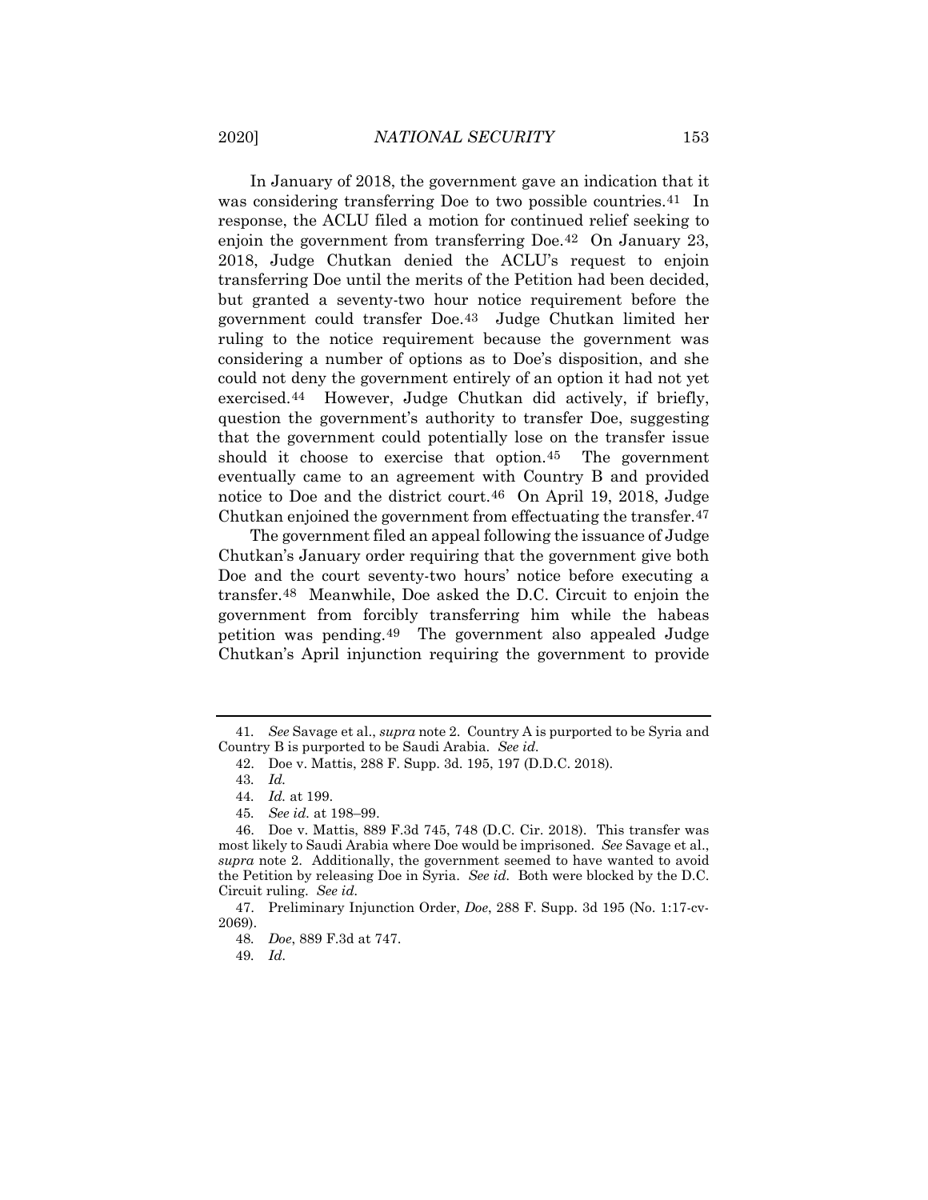In January of 2018, the government gave an indication that it was considering transferring Doe to two possible countries.[41] In response, the ACLU filed a motion for continued relief seeking to enjoin the government from transferring Doe.[42] On January 23, 2018, Judge Chutkan denied the ACLU's request to enjoin transferring Doe until the merits of the Petition had been decided, but granted a seventy-two hour notice requirement before the government could transfer Doe.[43] Judge Chutkan limited her ruling to the notice requirement because the government was considering a number of options as to Doe's disposition, and she could not deny the government entirely of an option it had not yet exercised.[44] However, Judge Chutkan did actively, if briefly, question the government's authority to transfer Doe, suggesting that the government could potentially lose on the transfer issue should it choose to exercise that option.[45] The government eventually came to an agreement with Country B and provided notice to Doe and the district court.[46] On April 19, 2018, Judge Chutkan enjoined the government from effectuating the transfer.[47]

The government filed an appeal following the issuance of Judge Chutkan's January order requiring that the government give both Doe and the court seventy-two hours' notice before executing a transfer.[48] Meanwhile, Doe asked the D.C. Circuit to enjoin the government from forcibly transferring him while the habeas petition was pending.[49] The government also appealed Judge Chutkan's April injunction requiring the government to provide

---

41. *See* Savage et al., *supra* note 2. Country A is purported to be Syria and Country B is purported to be Saudi Arabia. *See id.*

42. Doe v. Mattis, 288 F. Supp. 3d. 195, 197 (D.D.C. 2018).

43. *Id.*

44. *Id.* at 199.

45. *See id.* at 198–99.

46. Doe v. Mattis, 889 F.3d 745, 748 (D.C. Cir. 2018). This transfer was most likely to Saudi Arabia where Doe would be imprisoned. *See* Savage et al., *supra* note 2. Additionally, the government seemed to have wanted to avoid the Petition by releasing Doe in Syria. *See id.* Both were blocked by the D.C. Circuit ruling. *See id.*

47. Preliminary Injunction Order, *Doe*, 288 F. Supp. 3d 195 (No. 1:17-cv-2069).

48. *Doe*, 889 F.3d at 747.

49. *Id.*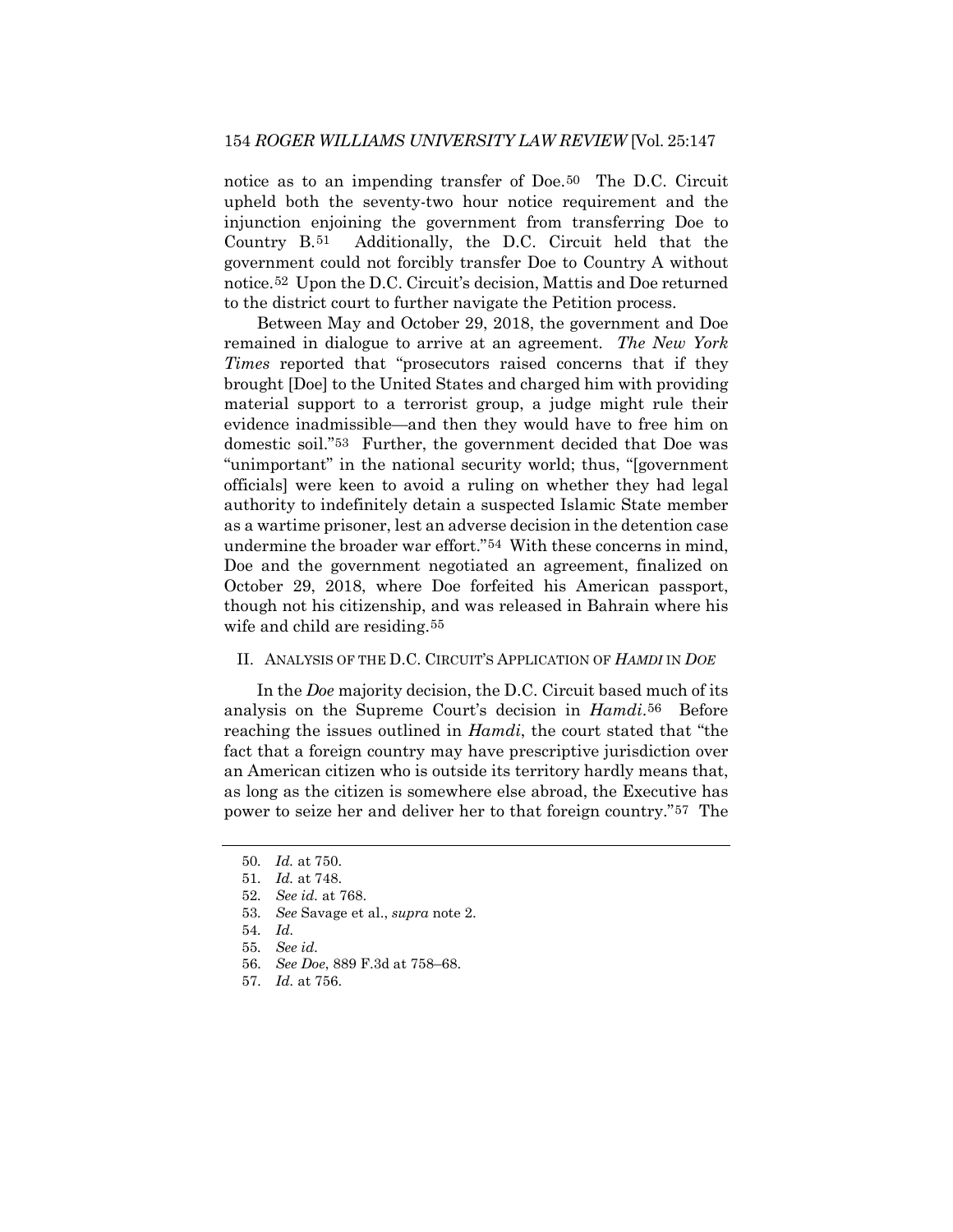notice as to an impending transfer of Doe.[50] The D.C. Circuit upheld both the seventy-two hour notice requirement and the injunction enjoining the government from transferring Doe to Country B.[51] Additionally, the D.C. Circuit held that the government could not forcibly transfer Doe to Country A without notice.[52] Upon the D.C. Circuit's decision, Mattis and Doe returned to the district court to further navigate the Petition process.

Between May and October 29, 2018, the government and Doe remained in dialogue to arrive at an agreement. *The New York Times* reported that "prosecutors raised concerns that if they brought [Doe] to the United States and charged him with providing material support to a terrorist group, a judge might rule their evidence inadmissible—and then they would have to free him on domestic soil."[53] Further, the government decided that Doe was "unimportant" in the national security world; thus, "[government officials] were keen to avoid a ruling on whether they had legal authority to indefinitely detain a suspected Islamic State member as a wartime prisoner, lest an adverse decision in the detention case undermine the broader war effort."[54] With these concerns in mind, Doe and the government negotiated an agreement, finalized on October 29, 2018, where Doe forfeited his American passport, though not his citizenship, and was released in Bahrain where his wife and child are residing.[55]

## II. ANALYSIS OF THE D.C. CIRCUIT'S APPLICATION OF *HAMDI* IN *DOE*

In the *Doe* majority decision, the D.C. Circuit based much of its analysis on the Supreme Court's decision in *Hamdi*.[56] Before reaching the issues outlined in *Hamdi*, the court stated that "the fact that a foreign country may have prescriptive jurisdiction over an American citizen who is outside its territory hardly means that, as long as the citizen is somewhere else abroad, the Executive has power to seize her and deliver her to that foreign country."[57] The

---

50. *Id.* at 750.
51. *Id.* at 748.
52. *See id.* at 768.
53. *See* Savage et al., *supra* note 2.
54. *Id.*
55. *See id.*
56. *See Doe*, 889 F.3d at 758–68.
57. *Id.* at 756.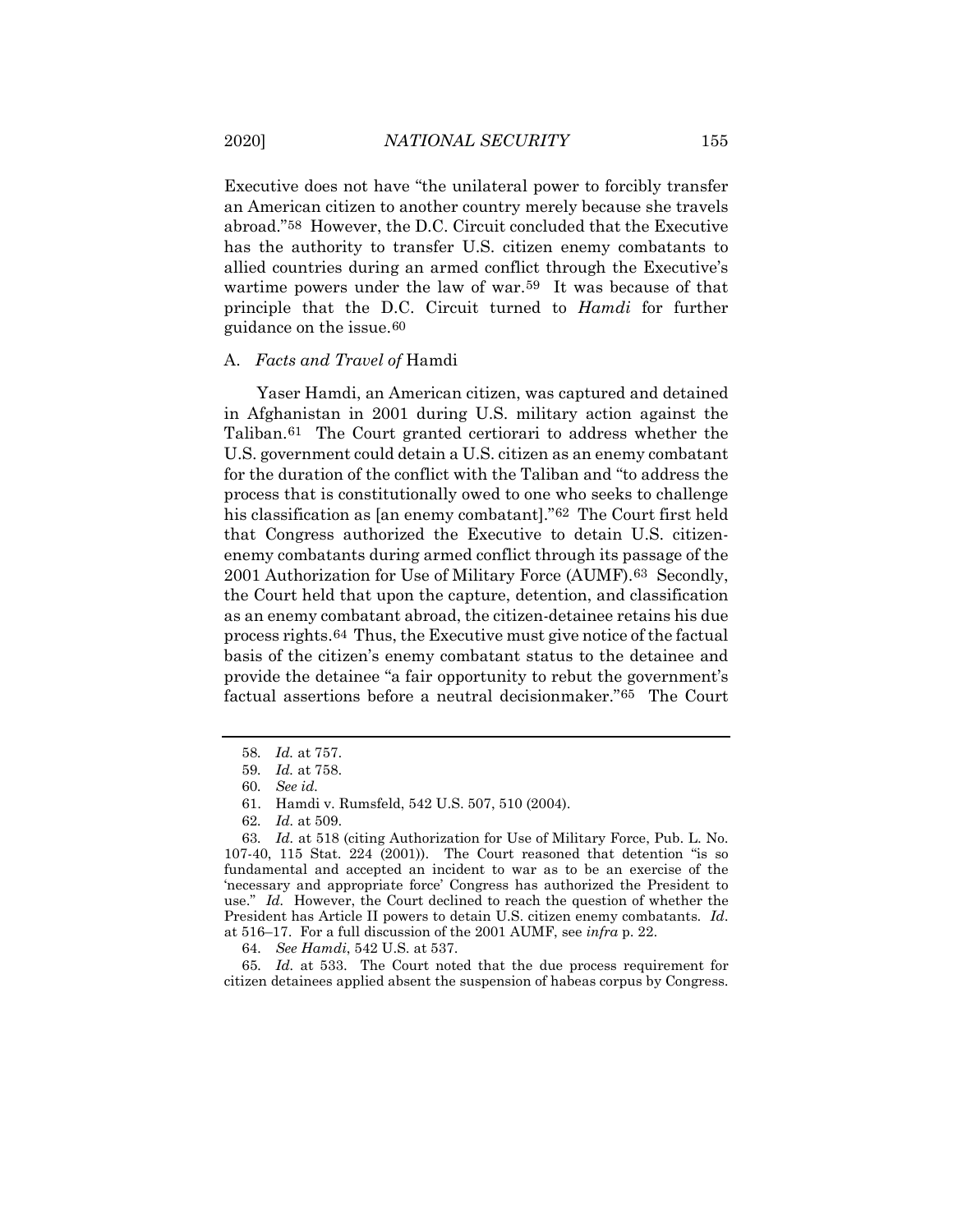Executive does not have "the unilateral power to forcibly transfer an American citizen to another country merely because she travels abroad."[58] However, the D.C. Circuit concluded that the Executive has the authority to transfer U.S. citizen enemy combatants to allied countries during an armed conflict through the Executive's wartime powers under the law of war.[59] It was because of that principle that the D.C. Circuit turned to *Hamdi* for further guidance on the issue.[60]

### A. *Facts and Travel of* Hamdi

Yaser Hamdi, an American citizen, was captured and detained in Afghanistan in 2001 during U.S. military action against the Taliban.[61] The Court granted certiorari to address whether the U.S. government could detain a U.S. citizen as an enemy combatant for the duration of the conflict with the Taliban and "to address the process that is constitutionally owed to one who seeks to challenge his classification as [an enemy combatant]."[62] The Court first held that Congress authorized the Executive to detain U.S. citizen-enemy combatants during armed conflict through its passage of the 2001 Authorization for Use of Military Force (AUMF).[63] Secondly, the Court held that upon the capture, detention, and classification as an enemy combatant abroad, the citizen-detainee retains his due process rights.[64] Thus, the Executive must give notice of the factual basis of the citizen's enemy combatant status to the detainee and provide the detainee "a fair opportunity to rebut the government's factual assertions before a neutral decisionmaker."[65] The Court

---

58. *Id.* at 757.

59. *Id.* at 758.

60. *See id.*

61. Hamdi v. Rumsfeld, 542 U.S. 507, 510 (2004).

62. *Id.* at 509.

63. *Id.* at 518 (citing Authorization for Use of Military Force, Pub. L. No. 107-40, 115 Stat. 224 (2001)). The Court reasoned that detention "is so fundamental and accepted an incident to war as to be an exercise of the 'necessary and appropriate force' Congress has authorized the President to use." *Id.* However, the Court declined to reach the question of whether the President has Article II powers to detain U.S. citizen enemy combatants. *Id*. at 516–17. For a full discussion of the 2001 AUMF, see *infra* p. 22.

64. *See Hamdi*, 542 U.S. at 537.

65. *Id.* at 533. The Court noted that the due process requirement for citizen detainees applied absent the suspension of habeas corpus by Congress.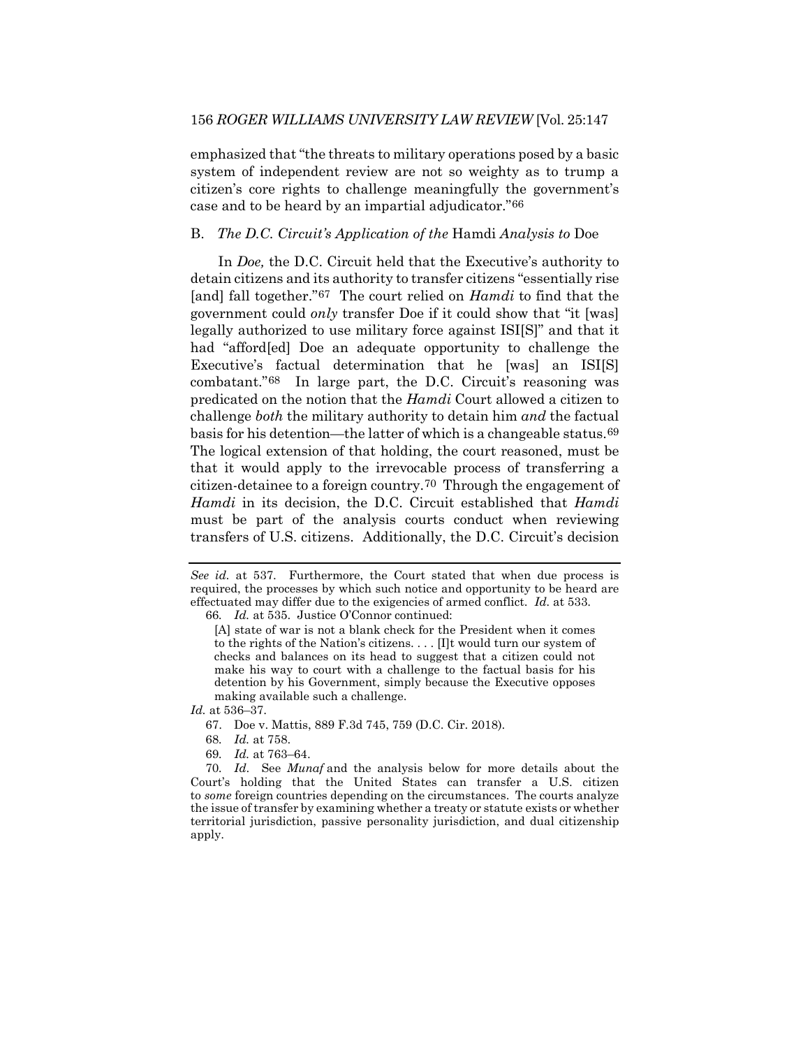emphasized that "the threats to military operations posed by a basic system of independent review are not so weighty as to trump a citizen's core rights to challenge meaningfully the government's case and to be heard by an impartial adjudicator."[66]

### B. *The D.C. Circuit's Application of the* Hamdi *Analysis to* Doe

In *Doe,* the D.C. Circuit held that the Executive's authority to detain citizens and its authority to transfer citizens "essentially rise [and] fall together."[67] The court relied on *Hamdi* to find that the government could *only* transfer Doe if it could show that "it [was] legally authorized to use military force against ISI[S]" and that it had "afford[ed] Doe an adequate opportunity to challenge the Executive's factual determination that he [was] an ISI[S] combatant."[68] In large part, the D.C. Circuit's reasoning was predicated on the notion that the *Hamdi* Court allowed a citizen to challenge *both* the military authority to detain him *and* the factual basis for his detention—the latter of which is a changeable status.[69] The logical extension of that holding, the court reasoned, must be that it would apply to the irrevocable process of transferring a citizen-detainee to a foreign country.[70] Through the engagement of *Hamdi* in its decision, the D.C. Circuit established that *Hamdi* must be part of the analysis courts conduct when reviewing transfers of U.S. citizens. Additionally, the D.C. Circuit's decision

---

*See id.* at 537. Furthermore, the Court stated that when due process is required, the processes by which such notice and opportunity to be heard are effectuated may differ due to the exigencies of armed conflict. *Id.* at 533.

66. *Id.* at 535. Justice O'Connor continued:

> [A] state of war is not a blank check for the President when it comes to the rights of the Nation's citizens. . . . [I]t would turn our system of checks and balances on its head to suggest that a citizen could not make his way to court with a challenge to the factual basis for his detention by his Government, simply because the Executive opposes making available such a challenge.

*Id.* at 536–37.

67. Doe v. Mattis, 889 F.3d 745, 759 (D.C. Cir. 2018).

68. *Id.* at 758.

69. *Id.* at 763–64.

70. *Id.* See *Munaf* and the analysis below for more details about the Court's holding that the United States can transfer a U.S. citizen to *some* foreign countries depending on the circumstances. The courts analyze the issue of transfer by examining whether a treaty or statute exists or whether territorial jurisdiction, passive personality jurisdiction, and dual citizenship apply.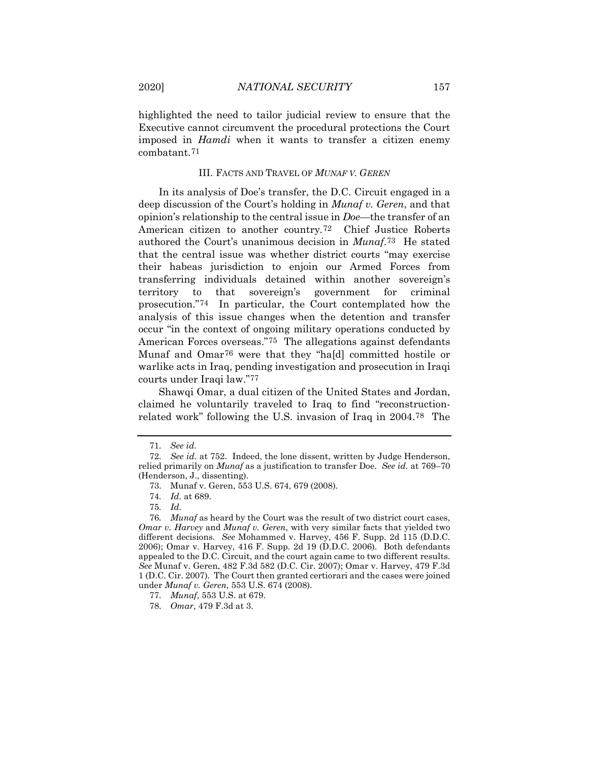highlighted the need to tailor judicial review to ensure that the Executive cannot circumvent the procedural protections the Court imposed in *Hamdi* when it wants to transfer a citizen enemy combatant.[71]

### III. FACTS AND TRAVEL OF *MUNAF V. GEREN*

In its analysis of Doe's transfer, the D.C. Circuit engaged in a deep discussion of the Court's holding in *Munaf v. Geren*, and that opinion's relationship to the central issue in *Doe*—the transfer of an American citizen to another country.[72] Chief Justice Roberts authored the Court's unanimous decision in *Munaf*.[73] He stated that the central issue was whether district courts "may exercise their habeas jurisdiction to enjoin our Armed Forces from transferring individuals detained within another sovereign's territory to that sovereign's government for criminal prosecution."[74] In particular, the Court contemplated how the analysis of this issue changes when the detention and transfer occur "in the context of ongoing military operations conducted by American Forces overseas."[75] The allegations against defendants Munaf and Omar[76] were that they "ha[d] committed hostile or warlike acts in Iraq, pending investigation and prosecution in Iraqi courts under Iraqi law."[77]

Shawqi Omar, a dual citizen of the United States and Jordan, claimed he voluntarily traveled to Iraq to find "reconstruction-related work" following the U.S. invasion of Iraq in 2004.[78] The

---

71. *See id.*

72. *See id.* at 752. Indeed, the lone dissent, written by Judge Henderson, relied primarily on *Munaf* as a justification to transfer Doe. *See id.* at 769–70 (Henderson, J., dissenting).

73. Munaf v. Geren, 553 U.S. 674, 679 (2008).

74. *Id.* at 689.

75. *Id.*

76. *Munaf* as heard by the Court was the result of two district court cases, *Omar v. Harvey* and *Munaf v. Geren*, with very similar facts that yielded two different decisions. *See* Mohammed v. Harvey, 456 F. Supp. 2d 115 (D.D.C. 2006); Omar v. Harvey, 416 F. Supp. 2d 19 (D.D.C. 2006). Both defendants appealed to the D.C. Circuit, and the court again came to two different results. *See* Munaf v. Geren, 482 F.3d 582 (D.C. Cir. 2007); Omar v. Harvey, 479 F.3d 1 (D.C. Cir. 2007). The Court then granted certiorari and the cases were joined under *Munaf v. Geren*, 553 U.S. 674 (2008).

77. *Munaf*, 553 U.S. at 679.

78. *Omar*, 479 F.3d at 3.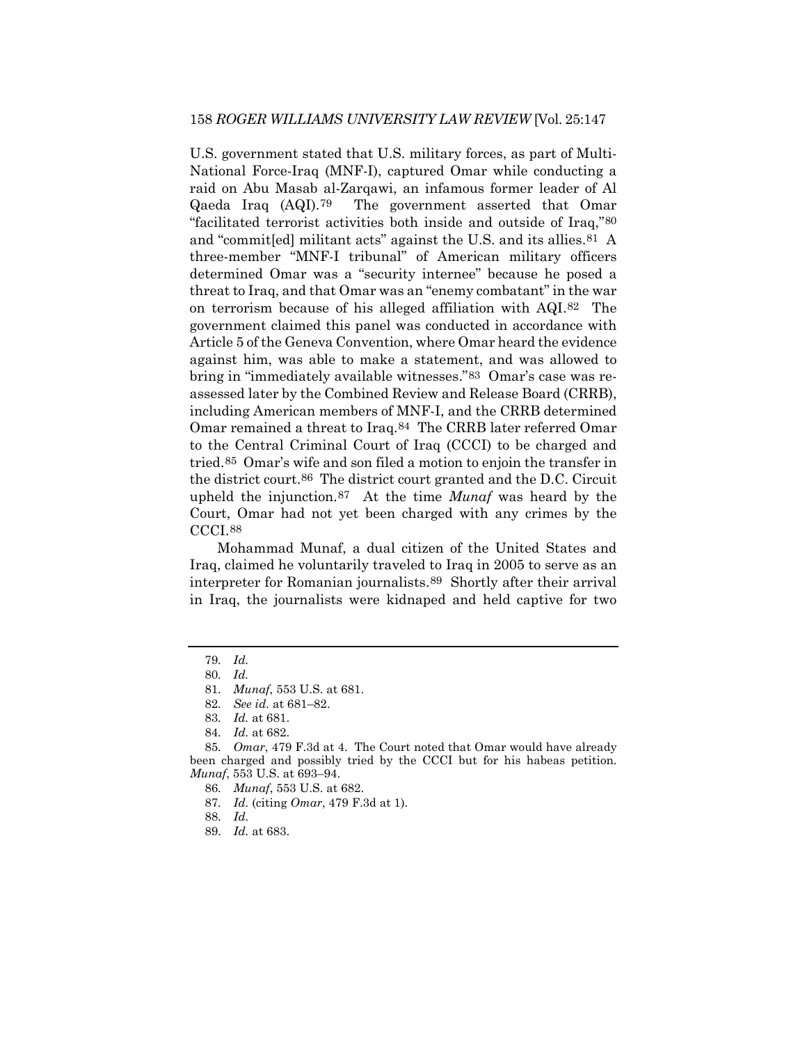U.S. government stated that U.S. military forces, as part of Multi-National Force-Iraq (MNF-I), captured Omar while conducting a raid on Abu Masab al-Zarqawi, an infamous former leader of Al Qaeda Iraq (AQI).[79] The government asserted that Omar "facilitated terrorist activities both inside and outside of Iraq,"[80] and "commit[ed] militant acts" against the U.S. and its allies.[81] A three-member "MNF-I tribunal" of American military officers determined Omar was a "security internee" because he posed a threat to Iraq, and that Omar was an "enemy combatant" in the war on terrorism because of his alleged affiliation with AQI.[82] The government claimed this panel was conducted in accordance with Article 5 of the Geneva Convention, where Omar heard the evidence against him, was able to make a statement, and was allowed to bring in "immediately available witnesses."[83] Omar's case was re-assessed later by the Combined Review and Release Board (CRRB), including American members of MNF-I, and the CRRB determined Omar remained a threat to Iraq.[84] The CRRB later referred Omar to the Central Criminal Court of Iraq (CCCI) to be charged and tried.[85] Omar's wife and son filed a motion to enjoin the transfer in the district court.[86] The district court granted and the D.C. Circuit upheld the injunction.[87] At the time *Munaf* was heard by the Court, Omar had not yet been charged with any crimes by the CCCI.[88]

Mohammad Munaf, a dual citizen of the United States and Iraq, claimed he voluntarily traveled to Iraq in 2005 to serve as an interpreter for Romanian journalists.[89] Shortly after their arrival in Iraq, the journalists were kidnaped and held captive for two

---

79. *Id.*
80. *Id.*
81. *Munaf*, 553 U.S. at 681.
82. *See id.* at 681–82.
83. *Id.* at 681.
84. *Id.* at 682.
85. *Omar*, 479 F.3d at 4. The Court noted that Omar would have already been charged and possibly tried by the CCCI but for his habeas petition. *Munaf*, 553 U.S. at 693–94.
86. *Munaf*, 553 U.S. at 682.
87. *Id.* (citing *Omar*, 479 F.3d at 1).
88. *Id.*
89. *Id.* at 683.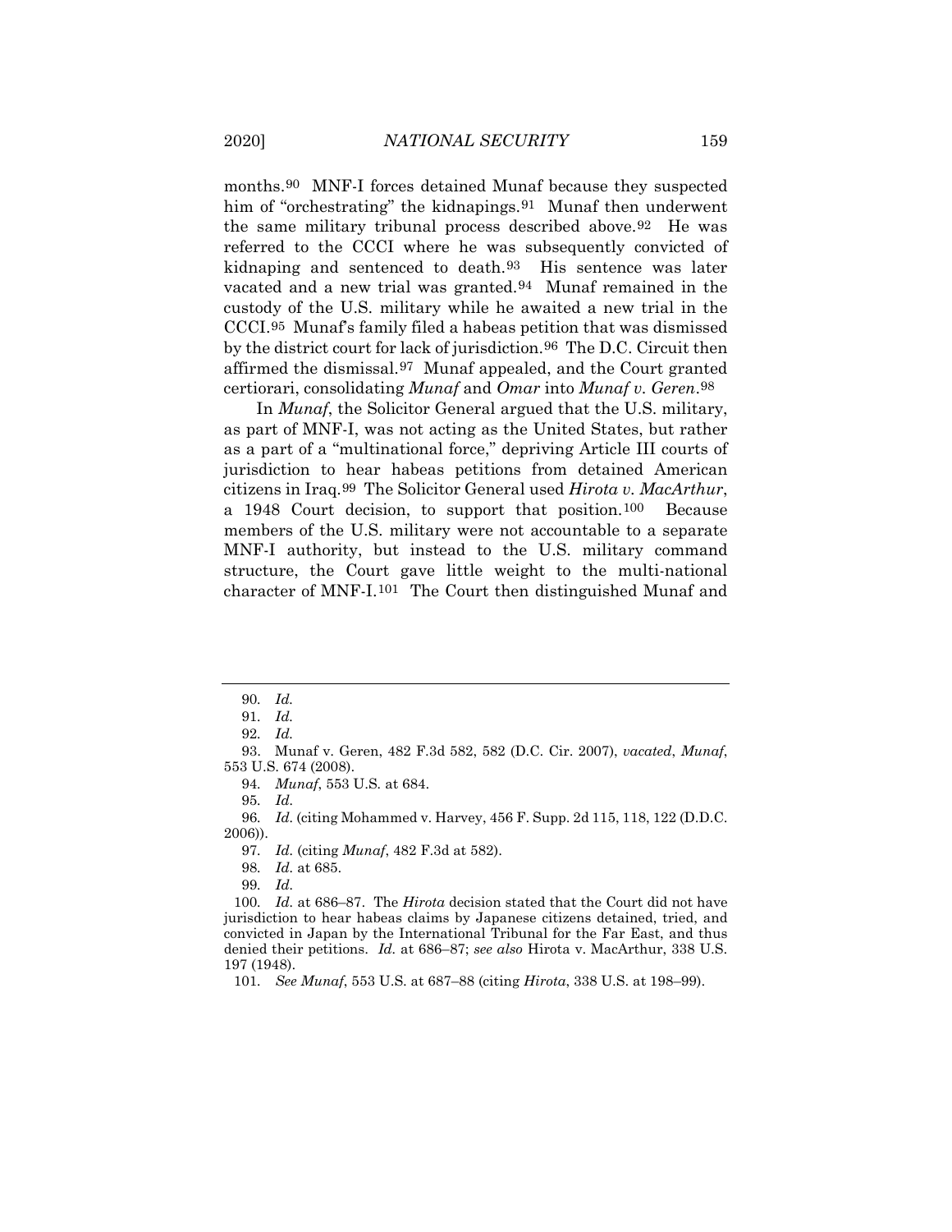months.[90] MNF-I forces detained Munaf because they suspected him of "orchestrating" the kidnapings.[91] Munaf then underwent the same military tribunal process described above.[92] He was referred to the CCCI where he was subsequently convicted of kidnaping and sentenced to death.[93] His sentence was later vacated and a new trial was granted.[94] Munaf remained in the custody of the U.S. military while he awaited a new trial in the CCCI.[95] Munaf's family filed a habeas petition that was dismissed by the district court for lack of jurisdiction.[96] The D.C. Circuit then affirmed the dismissal.[97] Munaf appealed, and the Court granted certiorari, consolidating *Munaf* and *Omar* into *Munaf v. Geren*.[98]

In *Munaf*, the Solicitor General argued that the U.S. military, as part of MNF-I, was not acting as the United States, but rather as a part of a "multinational force," depriving Article III courts of jurisdiction to hear habeas petitions from detained American citizens in Iraq.[99] The Solicitor General used *Hirota v. MacArthur*, a 1948 Court decision, to support that position.[100] Because members of the U.S. military were not accountable to a separate MNF-I authority, but instead to the U.S. military command structure, the Court gave little weight to the multi-national character of MNF-I.[101] The Court then distinguished Munaf and

---

90. *Id.*

91. *Id.*

92. *Id.*

93. Munaf v. Geren, 482 F.3d 582, 582 (D.C. Cir. 2007), *vacated*, *Munaf*, 553 U.S. 674 (2008).

94. *Munaf*, 553 U.S. at 684.

95. *Id.*

96. *Id.* (citing Mohammed v. Harvey, 456 F. Supp. 2d 115, 118, 122 (D.D.C. 2006)).

97. *Id.* (citing *Munaf*, 482 F.3d at 582).

98. *Id.* at 685.

99. *Id.*

100. *Id.* at 686–87. The *Hirota* decision stated that the Court did not have jurisdiction to hear habeas claims by Japanese citizens detained, tried, and convicted in Japan by the International Tribunal for the Far East, and thus denied their petitions. *Id.* at 686–87; *see also* Hirota v. MacArthur, 338 U.S. 197 (1948).

101. *See Munaf*, 553 U.S. at 687–88 (citing *Hirota*, 338 U.S. at 198–99).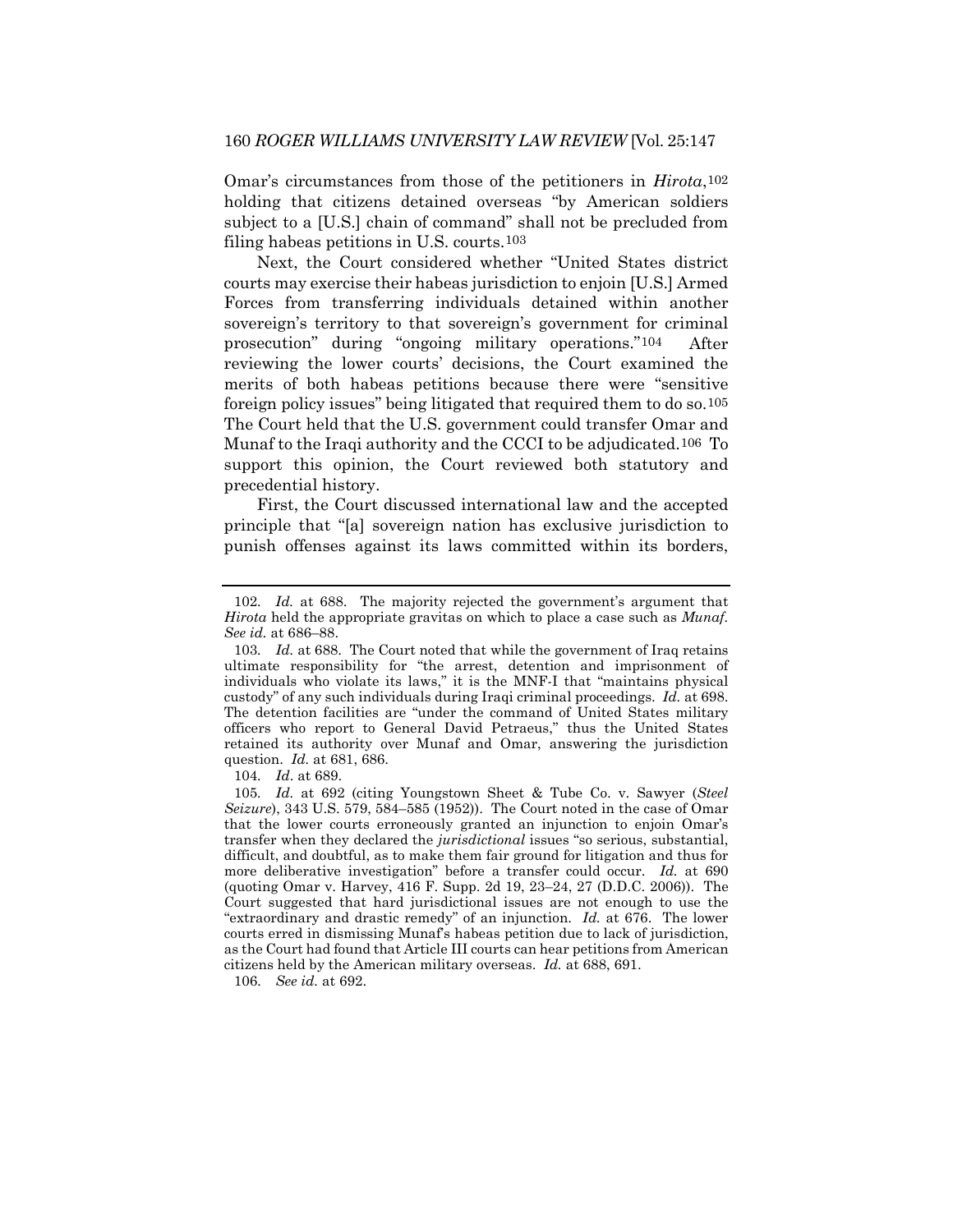Omar's circumstances from those of the petitioners in *Hirota*,[102] holding that citizens detained overseas "by American soldiers subject to a [U.S.] chain of command" shall not be precluded from filing habeas petitions in U.S. courts.[103]

Next, the Court considered whether "United States district courts may exercise their habeas jurisdiction to enjoin [U.S.] Armed Forces from transferring individuals detained within another sovereign's territory to that sovereign's government for criminal prosecution" during "ongoing military operations."[104] After reviewing the lower courts' decisions, the Court examined the merits of both habeas petitions because there were "sensitive foreign policy issues" being litigated that required them to do so.[105] The Court held that the U.S. government could transfer Omar and Munaf to the Iraqi authority and the CCCI to be adjudicated.[106] To support this opinion, the Court reviewed both statutory and precedential history.

First, the Court discussed international law and the accepted principle that "[a] sovereign nation has exclusive jurisdiction to punish offenses against its laws committed within its borders,

---

102. *Id.* at 688. The majority rejected the government's argument that *Hirota* held the appropriate gravitas on which to place a case such as *Munaf*. *See id.* at 686–88.

103. *Id.* at 688. The Court noted that while the government of Iraq retains ultimate responsibility for "the arrest, detention and imprisonment of individuals who violate its laws," it is the MNF-I that "maintains physical custody" of any such individuals during Iraqi criminal proceedings. *Id.* at 698. The detention facilities are "under the command of United States military officers who report to General David Petraeus," thus the United States retained its authority over Munaf and Omar, answering the jurisdiction question. *Id.* at 681, 686.

104. *Id*. at 689.

105. *Id.* at 692 (citing Youngstown Sheet & Tube Co. v. Sawyer (*Steel Seizure*), 343 U.S. 579, 584–585 (1952)). The Court noted in the case of Omar that the lower courts erroneously granted an injunction to enjoin Omar's transfer when they declared the *jurisdictional* issues "so serious, substantial, difficult, and doubtful, as to make them fair ground for litigation and thus for more deliberative investigation" before a transfer could occur. *Id.* at 690 (quoting Omar v. Harvey, 416 F. Supp. 2d 19, 23–24, 27 (D.D.C. 2006)). The Court suggested that hard jurisdictional issues are not enough to use the "extraordinary and drastic remedy" of an injunction. *Id.* at 676. The lower courts erred in dismissing Munaf's habeas petition due to lack of jurisdiction, as the Court had found that Article III courts can hear petitions from American citizens held by the American military overseas. *Id.* at 688, 691.

106. *See id.* at 692.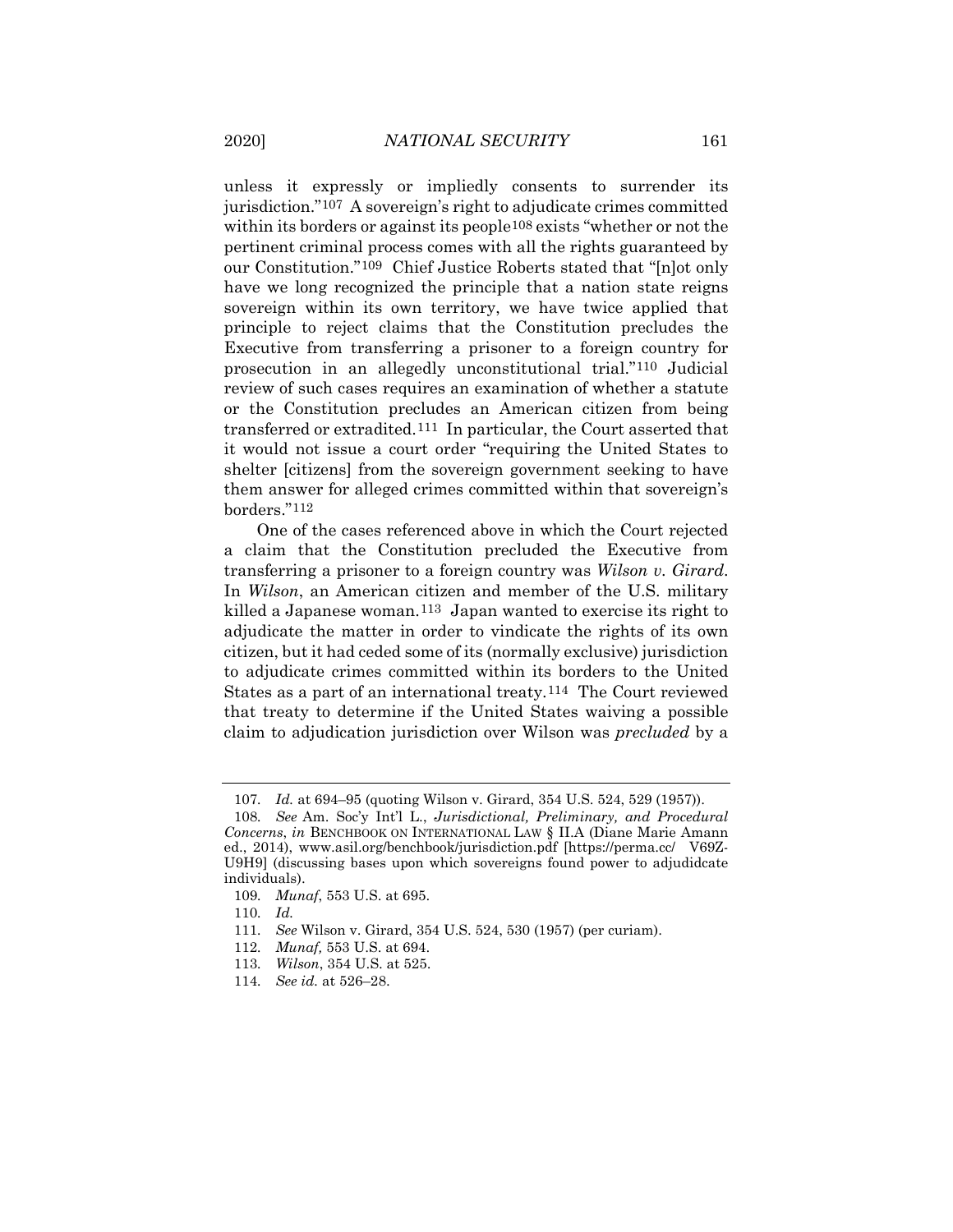unless it expressly or impliedly consents to surrender its jurisdiction."[107] A sovereign's right to adjudicate crimes committed within its borders or against its people[108] exists "whether or not the pertinent criminal process comes with all the rights guaranteed by our Constitution."[109] Chief Justice Roberts stated that "[n]ot only have we long recognized the principle that a nation state reigns sovereign within its own territory, we have twice applied that principle to reject claims that the Constitution precludes the Executive from transferring a prisoner to a foreign country for prosecution in an allegedly unconstitutional trial."[110] Judicial review of such cases requires an examination of whether a statute or the Constitution precludes an American citizen from being transferred or extradited.[111] In particular, the Court asserted that it would not issue a court order "requiring the United States to shelter [citizens] from the sovereign government seeking to have them answer for alleged crimes committed within that sovereign's borders."[112]

One of the cases referenced above in which the Court rejected a claim that the Constitution precluded the Executive from transferring a prisoner to a foreign country was *Wilson v. Girard*. In *Wilson*, an American citizen and member of the U.S. military killed a Japanese woman.[113] Japan wanted to exercise its right to adjudicate the matter in order to vindicate the rights of its own citizen, but it had ceded some of its (normally exclusive) jurisdiction to adjudicate crimes committed within its borders to the United States as a part of an international treaty.[114] The Court reviewed that treaty to determine if the United States waiving a possible claim to adjudication jurisdiction over Wilson was *precluded* by a

---

107. *Id.* at 694–95 (quoting Wilson v. Girard, 354 U.S. 524, 529 (1957)).

108. *See* Am. Soc'y Int'l L., *Jurisdictional, Preliminary, and Procedural Concerns*, *in* BENCHBOOK ON INTERNATIONAL LAW § II.A (Diane Marie Amann ed., 2014), www.asil.org/benchbook/jurisdiction.pdf [https://perma.cc/ V69Z-U9H9] (discussing bases upon which sovereigns found power to adjudidcate individuals).

109. *Munaf*, 553 U.S. at 695.

110. *Id.*

111. *See* Wilson v. Girard, 354 U.S. 524, 530 (1957) (per curiam).

112. *Munaf,* 553 U.S. at 694.

113. *Wilson*, 354 U.S. at 525.

114. *See id.* at 526–28.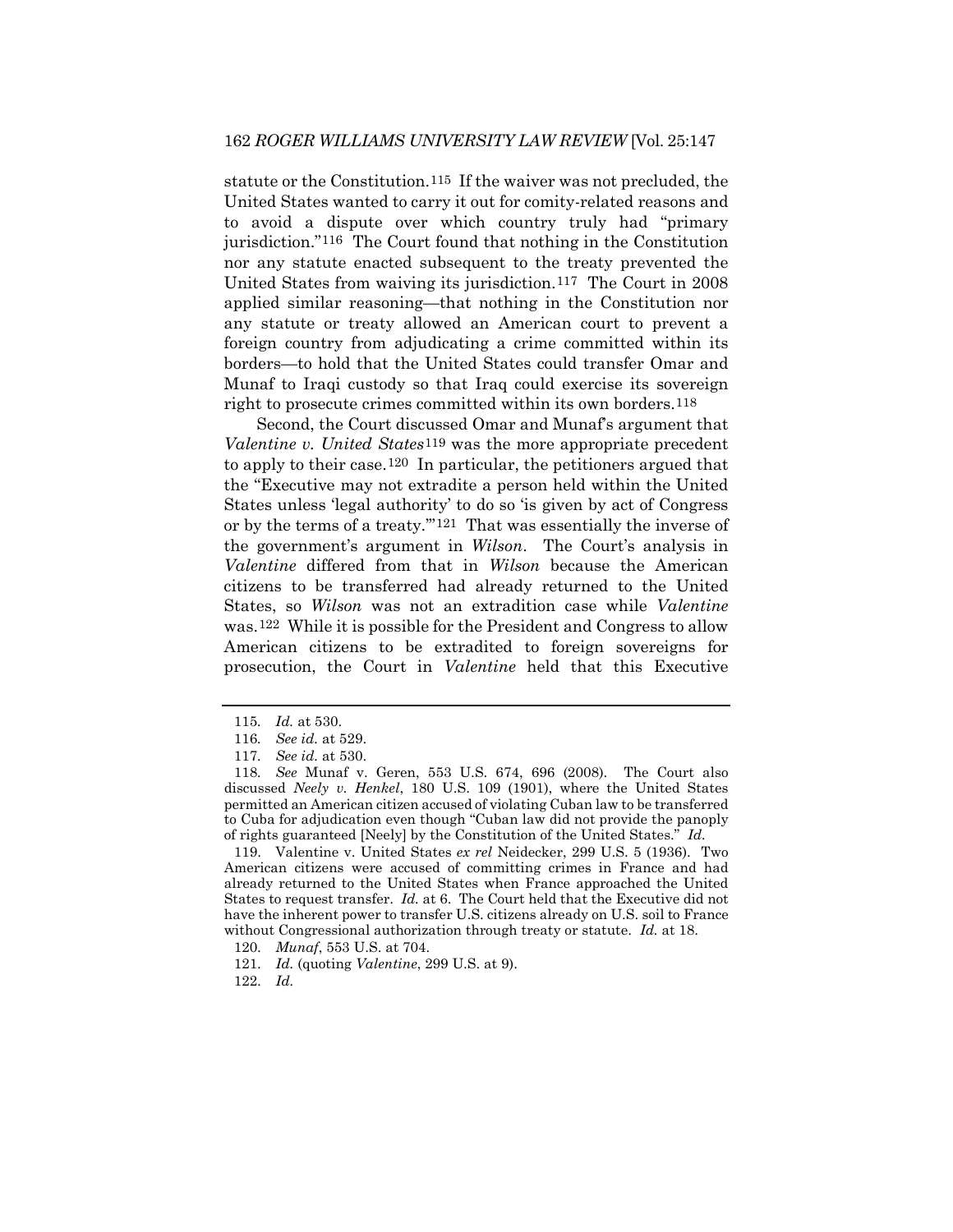statute or the Constitution.[115] If the waiver was not precluded, the United States wanted to carry it out for comity-related reasons and to avoid a dispute over which country truly had "primary jurisdiction."[116] The Court found that nothing in the Constitution nor any statute enacted subsequent to the treaty prevented the United States from waiving its jurisdiction.[117] The Court in 2008 applied similar reasoning—that nothing in the Constitution nor any statute or treaty allowed an American court to prevent a foreign country from adjudicating a crime committed within its borders—to hold that the United States could transfer Omar and Munaf to Iraqi custody so that Iraq could exercise its sovereign right to prosecute crimes committed within its own borders.[118]

Second, the Court discussed Omar and Munaf's argument that *Valentine v. United States*[119] was the more appropriate precedent to apply to their case.[120] In particular, the petitioners argued that the "Executive may not extradite a person held within the United States unless 'legal authority' to do so 'is given by act of Congress or by the terms of a treaty.'"[121] That was essentially the inverse of the government's argument in *Wilson*. The Court's analysis in *Valentine* differed from that in *Wilson* because the American citizens to be transferred had already returned to the United States, so *Wilson* was not an extradition case while *Valentine* was.[122] While it is possible for the President and Congress to allow American citizens to be extradited to foreign sovereigns for prosecution, the Court in *Valentine* held that this Executive

---

115. *Id.* at 530.

116. *See id.* at 529.

117. *See id.* at 530.

118. *See* Munaf v. Geren, 553 U.S. 674, 696 (2008). The Court also discussed *Neely v. Henkel*, 180 U.S. 109 (1901), where the United States permitted an American citizen accused of violating Cuban law to be transferred to Cuba for adjudication even though "Cuban law did not provide the panoply of rights guaranteed [Neely] by the Constitution of the United States." *Id.*

119. Valentine v. United States *ex rel* Neidecker, 299 U.S. 5 (1936). Two American citizens were accused of committing crimes in France and had already returned to the United States when France approached the United States to request transfer. *Id.* at 6. The Court held that the Executive did not have the inherent power to transfer U.S. citizens already on U.S. soil to France without Congressional authorization through treaty or statute. *Id.* at 18.

120. *Munaf*, 553 U.S. at 704.

121. *Id.* (quoting *Valentine*, 299 U.S. at 9).

122. *Id.*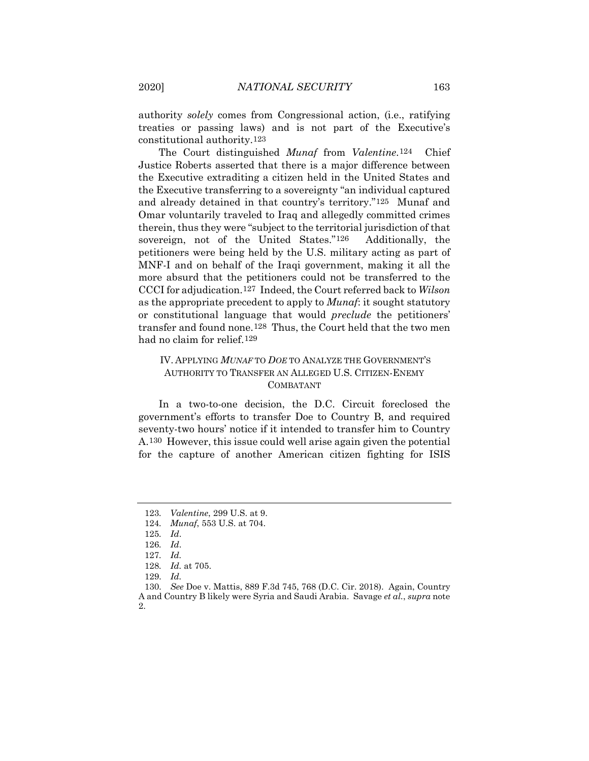authority *solely* comes from Congressional action, (i.e., ratifying treaties or passing laws) and is not part of the Executive's constitutional authority.[123]

The Court distinguished *Munaf* from *Valentine*.[124] Chief Justice Roberts asserted that there is a major difference between the Executive extraditing a citizen held in the United States and the Executive transferring to a sovereignty "an individual captured and already detained in that country's territory."[125] Munaf and Omar voluntarily traveled to Iraq and allegedly committed crimes therein, thus they were "subject to the territorial jurisdiction of that sovereign, not of the United States."[126] Additionally, the petitioners were being held by the U.S. military acting as part of MNF-I and on behalf of the Iraqi government, making it all the more absurd that the petitioners could not be transferred to the CCCI for adjudication.[127] Indeed, the Court referred back to *Wilson* as the appropriate precedent to apply to *Munaf*: it sought statutory or constitutional language that would *preclude* the petitioners' transfer and found none.[128] Thus, the Court held that the two men had no claim for relief.[129]

## IV. APPLYING *MUNAF* TO *DOE* TO ANALYZE THE GOVERNMENT'S AUTHORITY TO TRANSFER AN ALLEGED U.S. CITIZEN-ENEMY COMBATANT

In a two-to-one decision, the D.C. Circuit foreclosed the government's efforts to transfer Doe to Country B, and required seventy-two hours' notice if it intended to transfer him to Country A.[130] However, this issue could well arise again given the potential for the capture of another American citizen fighting for ISIS

---

123. *Valentine*, 299 U.S. at 9.
124. *Munaf*, 553 U.S. at 704.
125. *Id*.
126. *Id*.
127. *Id.*
128. *Id.* at 705.
129. *Id.*
130. *See* Doe v. Mattis, 889 F.3d 745, 768 (D.C. Cir. 2018). Again, Country A and Country B likely were Syria and Saudi Arabia. Savage *et al.*, *supra* note 2.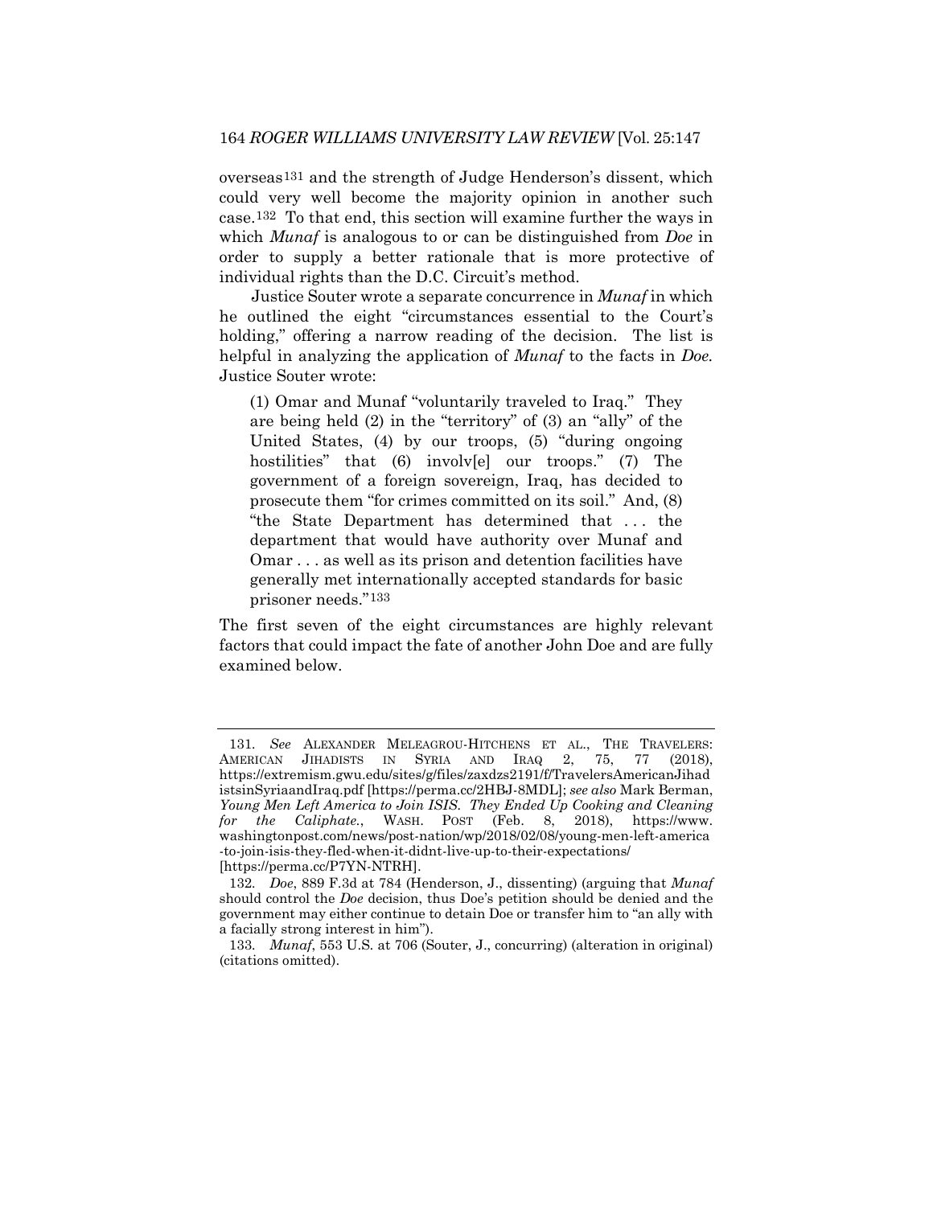overseas[131] and the strength of Judge Henderson's dissent, which could very well become the majority opinion in another such case.[132] To that end, this section will examine further the ways in which *Munaf* is analogous to or can be distinguished from *Doe* in order to supply a better rationale that is more protective of individual rights than the D.C. Circuit's method.

Justice Souter wrote a separate concurrence in *Munaf* in which he outlined the eight "circumstances essential to the Court's holding," offering a narrow reading of the decision. The list is helpful in analyzing the application of *Munaf* to the facts in *Doe.* Justice Souter wrote:

> (1) Omar and Munaf "voluntarily traveled to Iraq." They are being held (2) in the "territory" of (3) an "ally" of the United States, (4) by our troops, (5) "during ongoing hostilities" that (6) involv[e] our troops." (7) The government of a foreign sovereign, Iraq, has decided to prosecute them "for crimes committed on its soil." And, (8) "the State Department has determined that . . . the department that would have authority over Munaf and Omar . . . as well as its prison and detention facilities have generally met internationally accepted standards for basic prisoner needs."[133]

The first seven of the eight circumstances are highly relevant factors that could impact the fate of another John Doe and are fully examined below.

---

131. *See* ALEXANDER MELEAGROU-HITCHENS ET AL., THE TRAVELERS: AMERICAN JIHADISTS IN SYRIA AND IRAQ 2, 75, 77 (2018), https://extremism.gwu.edu/sites/g/files/zaxdzs2191/f/TravelersAmericanJihadistsinSyriaandIraq.pdf [https://perma.cc/2HBJ-8MDL]; *see also* Mark Berman, *Young Men Left America to Join ISIS. They Ended Up Cooking and Cleaning for the Caliphate.*, WASH. POST (Feb. 8, 2018), https://www.washingtonpost.com/news/post-nation/wp/2018/02/08/young-men-left-america-to-join-isis-they-fled-when-it-didnt-live-up-to-their-expectations/ [https://perma.cc/P7YN-NTRH].

132. *Doe*, 889 F.3d at 784 (Henderson, J., dissenting) (arguing that *Munaf* should control the *Doe* decision, thus Doe's petition should be denied and the government may either continue to detain Doe or transfer him to "an ally with a facially strong interest in him").

133. *Munaf*, 553 U.S. at 706 (Souter, J., concurring) (alteration in original) (citations omitted).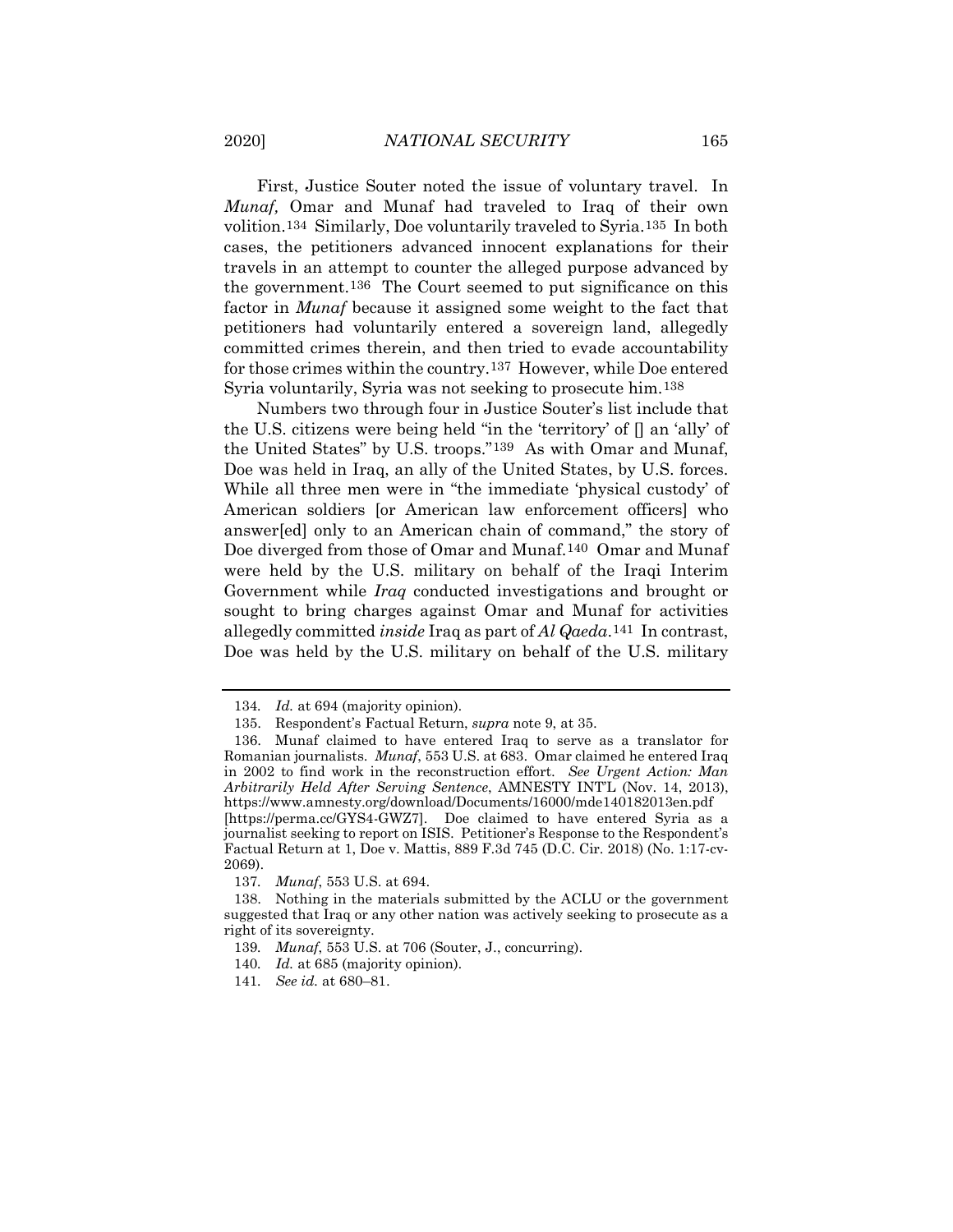First, Justice Souter noted the issue of voluntary travel. In *Munaf,* Omar and Munaf had traveled to Iraq of their own volition.[134] Similarly, Doe voluntarily traveled to Syria.[135] In both cases, the petitioners advanced innocent explanations for their travels in an attempt to counter the alleged purpose advanced by the government.[136] The Court seemed to put significance on this factor in *Munaf* because it assigned some weight to the fact that petitioners had voluntarily entered a sovereign land, allegedly committed crimes therein, and then tried to evade accountability for those crimes within the country.[137] However, while Doe entered Syria voluntarily, Syria was not seeking to prosecute him.[138]

Numbers two through four in Justice Souter's list include that the U.S. citizens were being held "in the 'territory' of [] an 'ally' of the United States" by U.S. troops."[139] As with Omar and Munaf, Doe was held in Iraq, an ally of the United States, by U.S. forces. While all three men were in "the immediate 'physical custody' of American soldiers [or American law enforcement officers] who answer[ed] only to an American chain of command," the story of Doe diverged from those of Omar and Munaf.[140] Omar and Munaf were held by the U.S. military on behalf of the Iraqi Interim Government while *Iraq* conducted investigations and brought or sought to bring charges against Omar and Munaf for activities allegedly committed *inside* Iraq as part of *Al Qaeda*.[141] In contrast, Doe was held by the U.S. military on behalf of the U.S. military

---

134. *Id.* at 694 (majority opinion).

135. Respondent's Factual Return, *supra* note 9, at 35.

136. Munaf claimed to have entered Iraq to serve as a translator for Romanian journalists. *Munaf*, 553 U.S. at 683. Omar claimed he entered Iraq in 2002 to find work in the reconstruction effort. *See Urgent Action: Man Arbitrarily Held After Serving Sentence*, AMNESTY INT'L (Nov. 14, 2013), https://www.amnesty.org/download/Documents/16000/mde140182013en.pdf [https://perma.cc/GYS4-GWZ7]. Doe claimed to have entered Syria as a journalist seeking to report on ISIS. Petitioner's Response to the Respondent's Factual Return at 1, Doe v. Mattis, 889 F.3d 745 (D.C. Cir. 2018) (No. 1:17-cv-2069).

137. *Munaf*, 553 U.S. at 694.

138. Nothing in the materials submitted by the ACLU or the government suggested that Iraq or any other nation was actively seeking to prosecute as a right of its sovereignty.

139. *Munaf*, 553 U.S. at 706 (Souter, J., concurring).

140. *Id.* at 685 (majority opinion).

141. *See id.* at 680–81.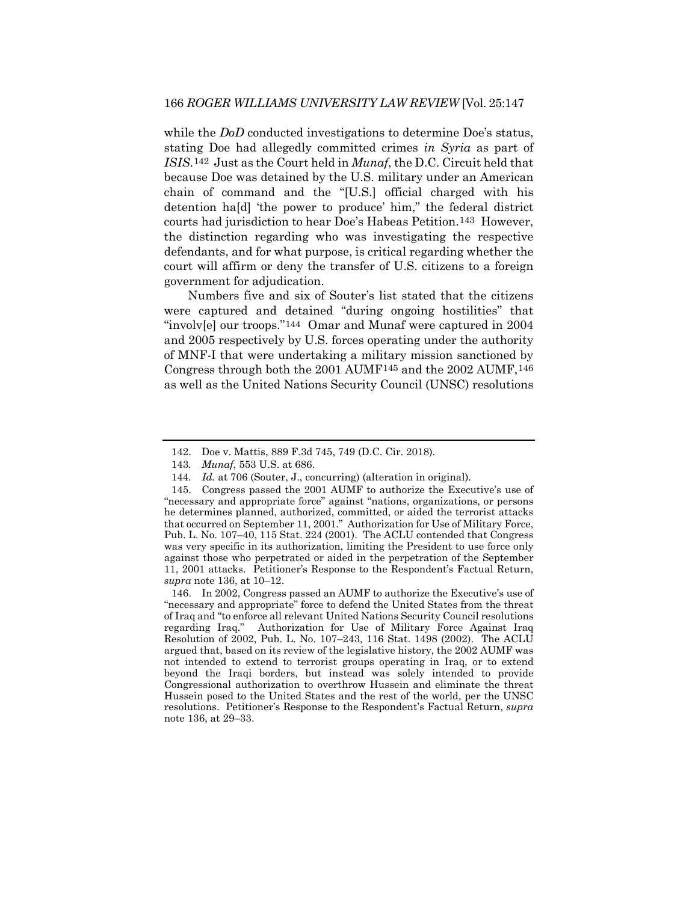while the *DoD* conducted investigations to determine Doe's status, stating Doe had allegedly committed crimes *in Syria* as part of *ISIS*.[142] Just as the Court held in *Munaf*, the D.C. Circuit held that because Doe was detained by the U.S. military under an American chain of command and the "[U.S.] official charged with his detention ha[d] 'the power to produce' him," the federal district courts had jurisdiction to hear Doe's Habeas Petition.[143] However, the distinction regarding who was investigating the respective defendants, and for what purpose, is critical regarding whether the court will affirm or deny the transfer of U.S. citizens to a foreign government for adjudication.

Numbers five and six of Souter's list stated that the citizens were captured and detained "during ongoing hostilities" that "involv[e] our troops."[144] Omar and Munaf were captured in 2004 and 2005 respectively by U.S. forces operating under the authority of MNF-I that were undertaking a military mission sanctioned by Congress through both the 2001 AUMF[145] and the 2002 AUMF,[146] as well as the United Nations Security Council (UNSC) resolutions

---

142. Doe v. Mattis, 889 F.3d 745, 749 (D.C. Cir. 2018).

143. *Munaf*, 553 U.S. at 686.

144. *Id.* at 706 (Souter, J., concurring) (alteration in original).

145. Congress passed the 2001 AUMF to authorize the Executive's use of "necessary and appropriate force" against "nations, organizations, or persons he determines planned, authorized, committed, or aided the terrorist attacks that occurred on September 11, 2001." Authorization for Use of Military Force, Pub. L. No. 107–40, 115 Stat. 224 (2001). The ACLU contended that Congress was very specific in its authorization, limiting the President to use force only against those who perpetrated or aided in the perpetration of the September 11, 2001 attacks. Petitioner's Response to the Respondent's Factual Return, *supra* note 136, at 10–12.

146. In 2002, Congress passed an AUMF to authorize the Executive's use of "necessary and appropriate" force to defend the United States from the threat of Iraq and "to enforce all relevant United Nations Security Council resolutions regarding Iraq." Authorization for Use of Military Force Against Iraq Resolution of 2002, Pub. L. No. 107–243, 116 Stat. 1498 (2002). The ACLU argued that, based on its review of the legislative history, the 2002 AUMF was not intended to extend to terrorist groups operating in Iraq, or to extend beyond the Iraqi borders, but instead was solely intended to provide Congressional authorization to overthrow Hussein and eliminate the threat Hussein posed to the United States and the rest of the world, per the UNSC resolutions. Petitioner's Response to the Respondent's Factual Return, *supra* note 136, at 29–33.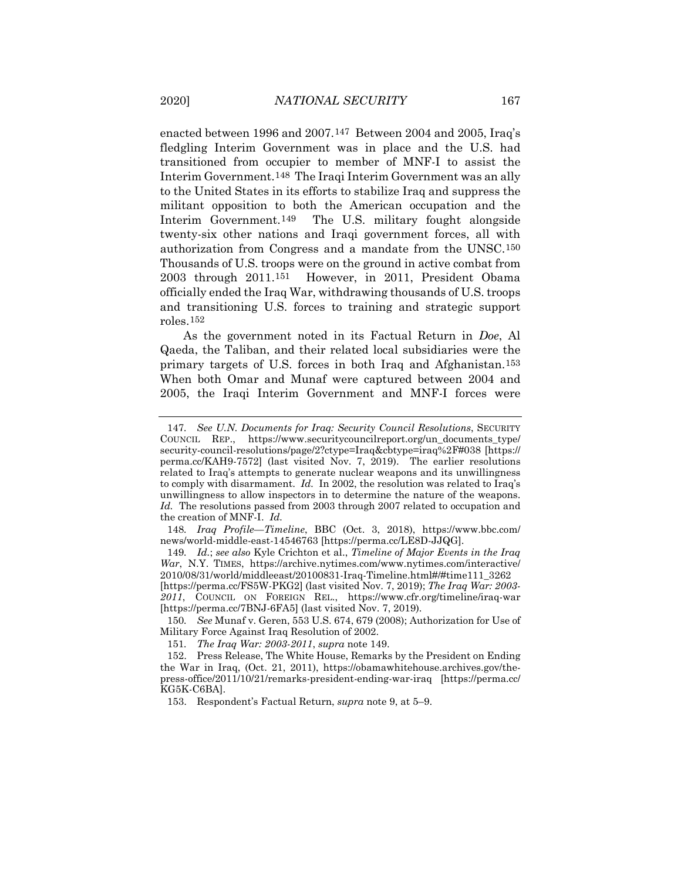enacted between 1996 and 2007.[147] Between 2004 and 2005, Iraq's fledgling Interim Government was in place and the U.S. had transitioned from occupier to member of MNF-I to assist the Interim Government.[148] The Iraqi Interim Government was an ally to the United States in its efforts to stabilize Iraq and suppress the militant opposition to both the American occupation and the Interim Government.[149] The U.S. military fought alongside twenty-six other nations and Iraqi government forces, all with authorization from Congress and a mandate from the UNSC.[150] Thousands of U.S. troops were on the ground in active combat from 2003 through 2011.[151] However, in 2011, President Obama officially ended the Iraq War, withdrawing thousands of U.S. troops and transitioning U.S. forces to training and strategic support roles.[152]

As the government noted in its Factual Return in *Doe*, Al Qaeda, the Taliban, and their related local subsidiaries were the primary targets of U.S. forces in both Iraq and Afghanistan.[153] When both Omar and Munaf were captured between 2004 and 2005, the Iraqi Interim Government and MNF-I forces were

---

147. *See U.N. Documents for Iraq: Security Council Resolutions*, SECURITY COUNCIL REP., https://www.securitycouncilreport.org/un_documents_type/security-council-resolutions/page/2?ctype=Iraq&cbtype=iraq%2F#038 [https://perma.cc/KAH9-7572] (last visited Nov. 7, 2019). The earlier resolutions related to Iraq's attempts to generate nuclear weapons and its unwillingness to comply with disarmament. *Id.* In 2002, the resolution was related to Iraq's unwillingness to allow inspectors in to determine the nature of the weapons. *Id.* The resolutions passed from 2003 through 2007 related to occupation and the creation of MNF-I. *Id.*

148. *Iraq Profile—Timeline*, BBC (Oct. 3, 2018), https://www.bbc.com/news/world-middle-east-14546763 [https://perma.cc/LE8D-JJQG].

149. *Id.*; *see also* Kyle Crichton et al., *Timeline of Major Events in the Iraq War*, N.Y. TIMES, https://archive.nytimes.com/www.nytimes.com/interactive/2010/08/31/world/middleeast/20100831-Iraq-Timeline.html#/#time111_3262 [https://perma.cc/FS5W-PKG2] (last visited Nov. 7, 2019); *The Iraq War: 2003-2011*, COUNCIL ON FOREIGN REL., https://www.cfr.org/timeline/iraq-war [https://perma.cc/7BNJ-6FA5] (last visited Nov. 7, 2019).

150. *See* Munaf v. Geren, 553 U.S. 674, 679 (2008); Authorization for Use of Military Force Against Iraq Resolution of 2002.

151. *The Iraq War: 2003-2011*, *supra* note 149.

152. Press Release, The White House, Remarks by the President on Ending the War in Iraq, (Oct. 21, 2011), https://obamawhitehouse.archives.gov/the-press-office/2011/10/21/remarks-president-ending-war-iraq [https://perma.cc/KG5K-C6BA].

153. Respondent's Factual Return, *supra* note 9, at 5–9.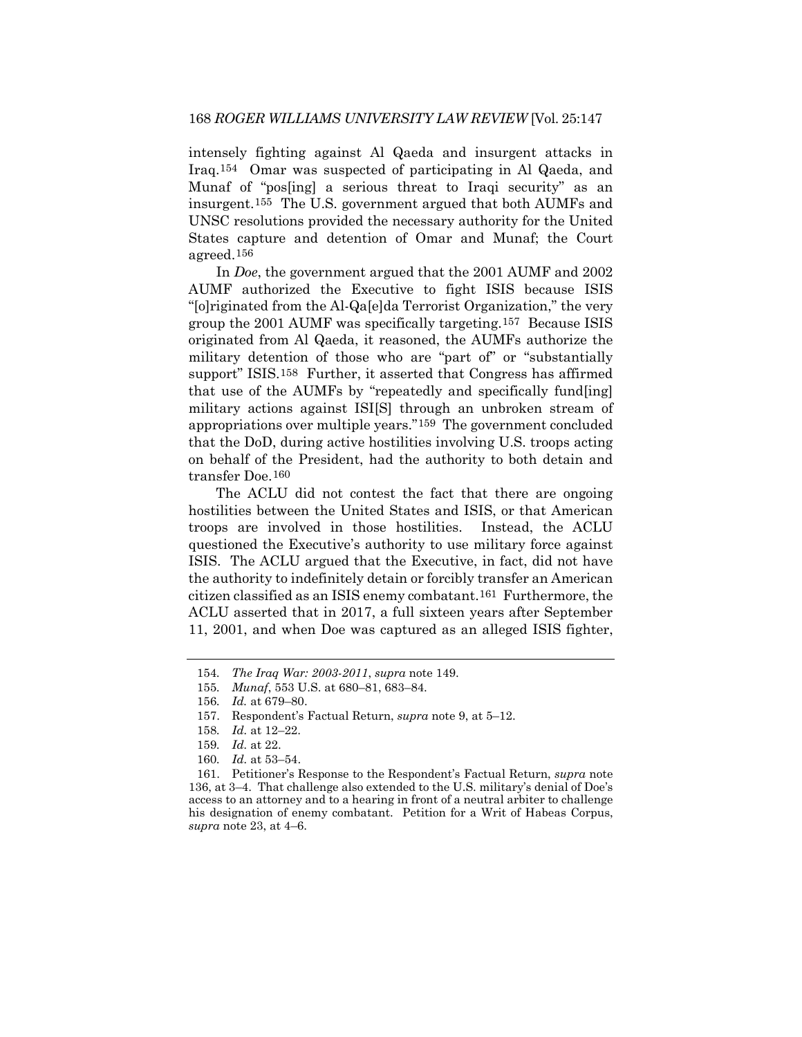intensely fighting against Al Qaeda and insurgent attacks in Iraq.[154] Omar was suspected of participating in Al Qaeda, and Munaf of "pos[ing] a serious threat to Iraqi security" as an insurgent.[155] The U.S. government argued that both AUMFs and UNSC resolutions provided the necessary authority for the United States capture and detention of Omar and Munaf; the Court agreed.[156]

In *Doe*, the government argued that the 2001 AUMF and 2002 AUMF authorized the Executive to fight ISIS because ISIS "[o]riginated from the Al-Qa[e]da Terrorist Organization," the very group the 2001 AUMF was specifically targeting.[157] Because ISIS originated from Al Qaeda, it reasoned, the AUMFs authorize the military detention of those who are "part of" or "substantially support" ISIS.[158] Further, it asserted that Congress has affirmed that use of the AUMFs by "repeatedly and specifically fund[ing] military actions against ISI[S] through an unbroken stream of appropriations over multiple years."[159] The government concluded that the DoD, during active hostilities involving U.S. troops acting on behalf of the President, had the authority to both detain and transfer Doe.[160]

The ACLU did not contest the fact that there are ongoing hostilities between the United States and ISIS, or that American troops are involved in those hostilities. Instead, the ACLU questioned the Executive's authority to use military force against ISIS. The ACLU argued that the Executive, in fact, did not have the authority to indefinitely detain or forcibly transfer an American citizen classified as an ISIS enemy combatant.[161] Furthermore, the ACLU asserted that in 2017, a full sixteen years after September 11, 2001, and when Doe was captured as an alleged ISIS fighter,

---

154. *The Iraq War: 2003-2011*, *supra* note 149.

155. *Munaf*, 553 U.S. at 680–81, 683–84.

156. *Id.* at 679–80.

157. Respondent's Factual Return, *supra* note 9, at 5–12.

158. *Id.* at 12–22.

159. *Id.* at 22.

160. *Id.* at 53–54.

161. Petitioner's Response to the Respondent's Factual Return, *supra* note 136, at 3–4. That challenge also extended to the U.S. military's denial of Doe's access to an attorney and to a hearing in front of a neutral arbiter to challenge his designation of enemy combatant. Petition for a Writ of Habeas Corpus, *supra* note 23, at 4–6.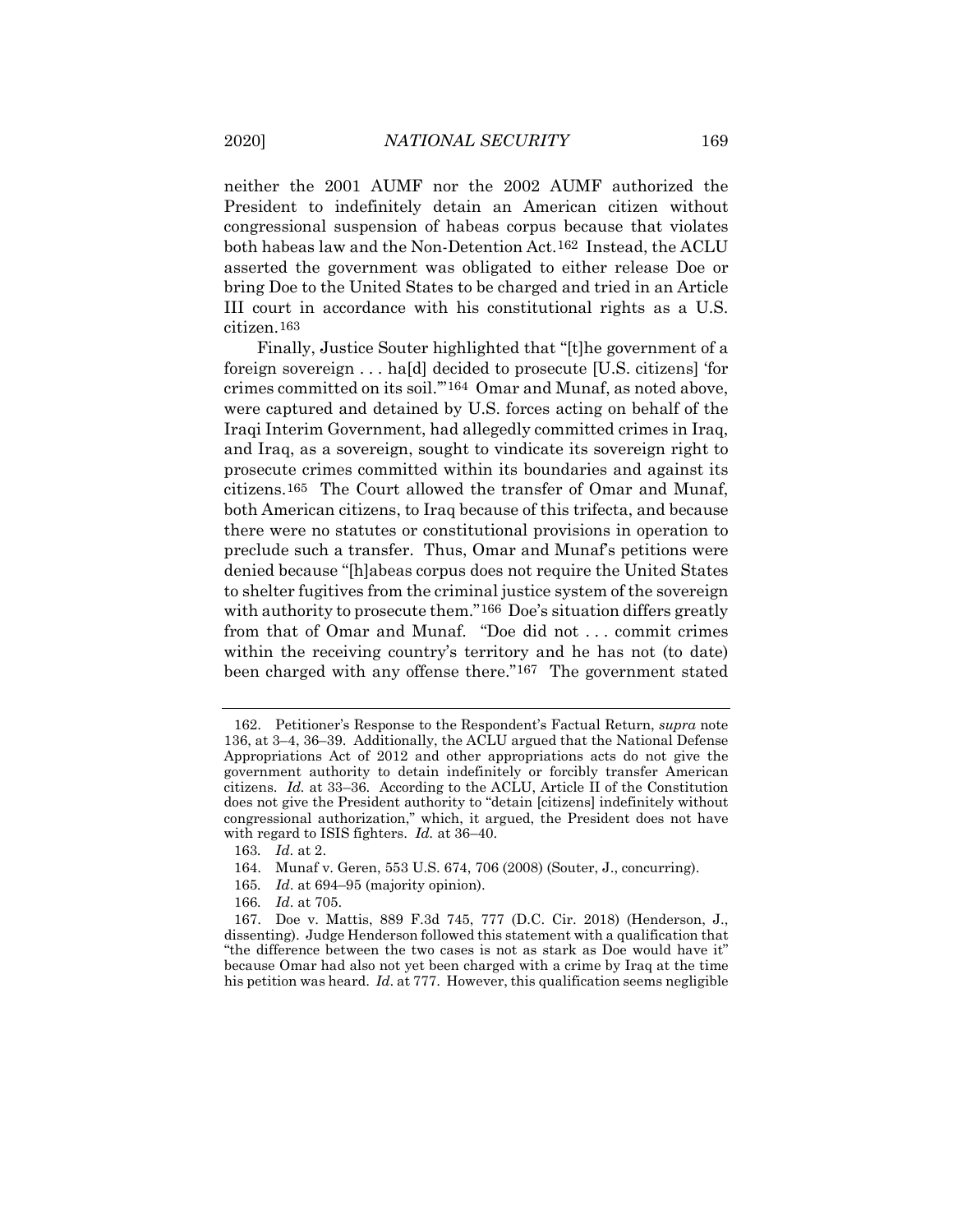neither the 2001 AUMF nor the 2002 AUMF authorized the President to indefinitely detain an American citizen without congressional suspension of habeas corpus because that violates both habeas law and the Non-Detention Act.[162] Instead, the ACLU asserted the government was obligated to either release Doe or bring Doe to the United States to be charged and tried in an Article III court in accordance with his constitutional rights as a U.S. citizen.[163]

Finally, Justice Souter highlighted that "[t]he government of a foreign sovereign . . . ha[d] decided to prosecute [U.S. citizens] 'for crimes committed on its soil.'"[164] Omar and Munaf, as noted above, were captured and detained by U.S. forces acting on behalf of the Iraqi Interim Government, had allegedly committed crimes in Iraq, and Iraq, as a sovereign, sought to vindicate its sovereign right to prosecute crimes committed within its boundaries and against its citizens.[165] The Court allowed the transfer of Omar and Munaf, both American citizens, to Iraq because of this trifecta, and because there were no statutes or constitutional provisions in operation to preclude such a transfer. Thus, Omar and Munaf's petitions were denied because "[h]abeas corpus does not require the United States to shelter fugitives from the criminal justice system of the sovereign with authority to prosecute them."[166] Doe's situation differs greatly from that of Omar and Munaf. "Doe did not . . . commit crimes within the receiving country's territory and he has not (to date) been charged with any offense there."[167] The government stated

---

162. Petitioner's Response to the Respondent's Factual Return, *supra* note 136, at 3–4, 36–39. Additionally, the ACLU argued that the National Defense Appropriations Act of 2012 and other appropriations acts do not give the government authority to detain indefinitely or forcibly transfer American citizens. *Id.* at 33–36. According to the ACLU, Article II of the Constitution does not give the President authority to "detain [citizens] indefinitely without congressional authorization," which, it argued, the President does not have with regard to ISIS fighters. *Id.* at 36–40.

163. *Id*. at 2.

164. Munaf v. Geren, 553 U.S. 674, 706 (2008) (Souter, J., concurring).

165. *Id*. at 694–95 (majority opinion).

166. *Id*. at 705.

167. Doe v. Mattis, 889 F.3d 745, 777 (D.C. Cir. 2018) (Henderson, J., dissenting). Judge Henderson followed this statement with a qualification that "the difference between the two cases is not as stark as Doe would have it" because Omar had also not yet been charged with a crime by Iraq at the time his petition was heard. *Id*. at 777. However, this qualification seems negligible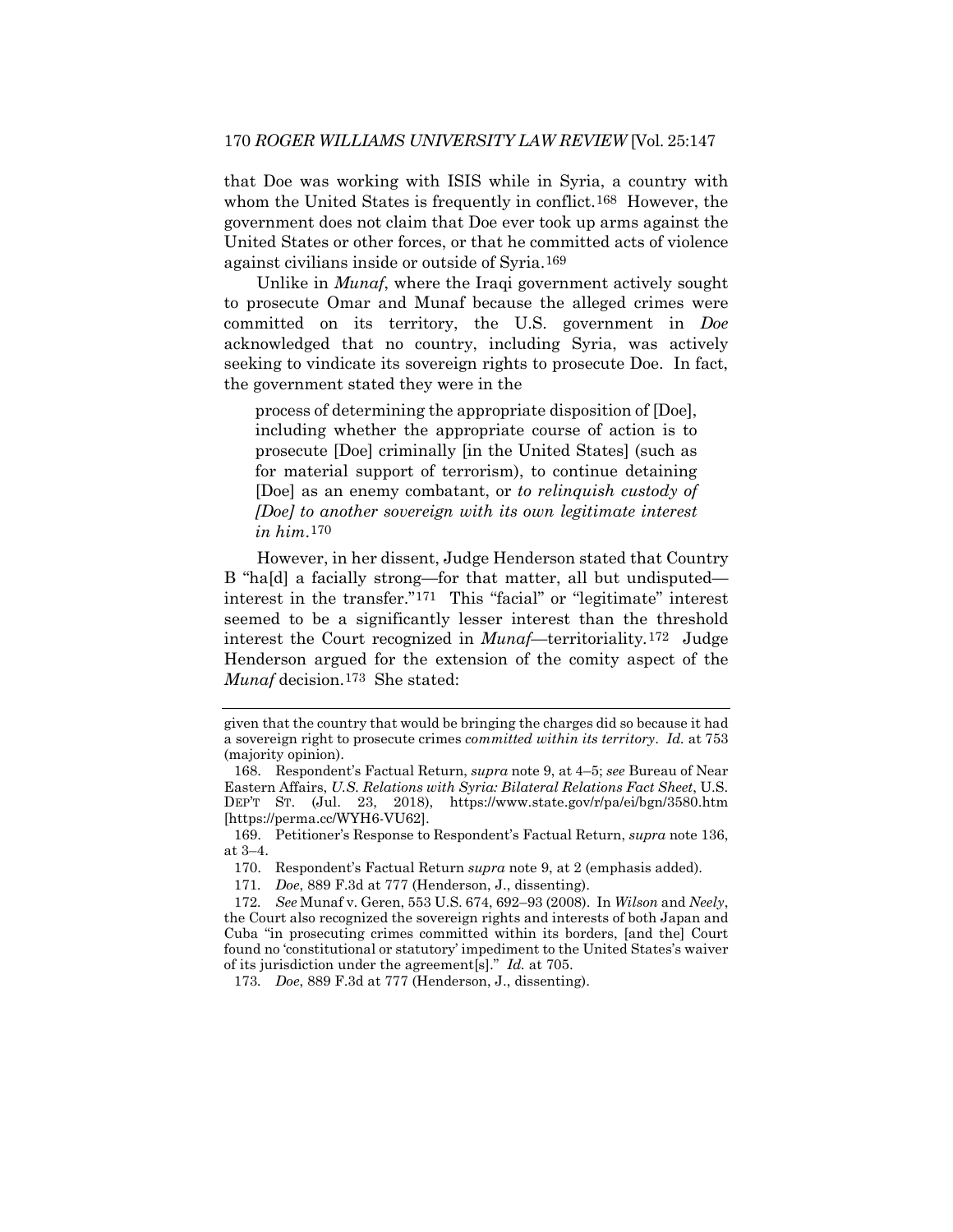that Doe was working with ISIS while in Syria, a country with whom the United States is frequently in conflict.[168] However, the government does not claim that Doe ever took up arms against the United States or other forces, or that he committed acts of violence against civilians inside or outside of Syria.[169]

Unlike in *Munaf*, where the Iraqi government actively sought to prosecute Omar and Munaf because the alleged crimes were committed on its territory, the U.S. government in *Doe* acknowledged that no country, including Syria, was actively seeking to vindicate its sovereign rights to prosecute Doe. In fact, the government stated they were in the

> process of determining the appropriate disposition of [Doe], including whether the appropriate course of action is to prosecute [Doe] criminally [in the United States] (such as for material support of terrorism), to continue detaining [Doe] as an enemy combatant, or *to relinquish custody of [Doe] to another sovereign with its own legitimate interest in him*.[170]

However, in her dissent, Judge Henderson stated that Country B "ha[d] a facially strong—for that matter, all but undisputed—interest in the transfer."[171] This "facial" or "legitimate" interest seemed to be a significantly lesser interest than the threshold interest the Court recognized in *Munaf*—territoriality.[172] Judge Henderson argued for the extension of the comity aspect of the *Munaf* decision.[173] She stated:

---

given that the country that would be bringing the charges did so because it had a sovereign right to prosecute crimes *committed within its territory*. *Id.* at 753 (majority opinion).

168. Respondent's Factual Return, *supra* note 9, at 4–5; *see* Bureau of Near Eastern Affairs, *U.S. Relations with Syria: Bilateral Relations Fact Sheet*, U.S. DEP'T ST. (Jul. 23, 2018), https://www.state.gov/r/pa/ei/bgn/3580.htm [https://perma.cc/WYH6-VU62].

169. Petitioner's Response to Respondent's Factual Return, *supra* note 136, at 3–4.

170. Respondent's Factual Return *supra* note 9, at 2 (emphasis added).

171. *Doe*, 889 F.3d at 777 (Henderson, J., dissenting).

172. *See* Munaf v. Geren, 553 U.S. 674, 692–93 (2008). In *Wilson* and *Neely*, the Court also recognized the sovereign rights and interests of both Japan and Cuba "in prosecuting crimes committed within its borders, [and the] Court found no 'constitutional or statutory' impediment to the United States's waiver of its jurisdiction under the agreement[s]." *Id.* at 705.

173. *Doe*, 889 F.3d at 777 (Henderson, J., dissenting).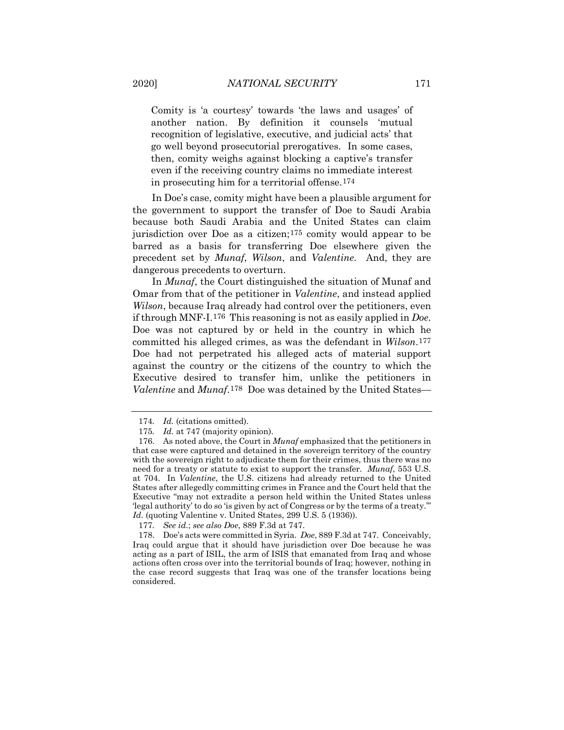> Comity is 'a courtesy' towards 'the laws and usages' of another nation. By definition it counsels 'mutual recognition of legislative, executive, and judicial acts' that go well beyond prosecutorial prerogatives. In some cases, then, comity weighs against blocking a captive's transfer even if the receiving country claims no immediate interest in prosecuting him for a territorial offense.[174]

In Doe's case, comity might have been a plausible argument for the government to support the transfer of Doe to Saudi Arabia because both Saudi Arabia and the United States can claim jurisdiction over Doe as a citizen;[175] comity would appear to be barred as a basis for transferring Doe elsewhere given the precedent set by *Munaf*, *Wilson*, and *Valentine*. And, they are dangerous precedents to overturn.

In *Munaf*, the Court distinguished the situation of Munaf and Omar from that of the petitioner in *Valentine*, and instead applied *Wilson*, because Iraq already had control over the petitioners, even if through MNF-I.[176] This reasoning is not as easily applied in *Doe*. Doe was not captured by or held in the country in which he committed his alleged crimes, as was the defendant in *Wilson*.[177] Doe had not perpetrated his alleged acts of material support against the country or the citizens of the country to which the Executive desired to transfer him, unlike the petitioners in *Valentine* and *Munaf*.[178] Doe was detained by the United States—

---

174. *Id.* (citations omitted).

175. *Id.* at 747 (majority opinion).

176. As noted above, the Court in *Munaf* emphasized that the petitioners in that case were captured and detained in the sovereign territory of the country with the sovereign right to adjudicate them for their crimes, thus there was no need for a treaty or statute to exist to support the transfer. *Munaf*, 553 U.S. at 704. In *Valentine*, the U.S. citizens had already returned to the United States after allegedly committing crimes in France and the Court held that the Executive "may not extradite a person held within the United States unless 'legal authority' to do so 'is given by act of Congress or by the terms of a treaty.'" *Id.* (quoting Valentine v. United States, 299 U.S. 5 (1936)).

177. *See id.*; *see also Doe*, 889 F.3d at 747.

178. Doe's acts were committed in Syria. *Doe*, 889 F.3d at 747. Conceivably, Iraq could argue that it should have jurisdiction over Doe because he was acting as a part of ISIL, the arm of ISIS that emanated from Iraq and whose actions often cross over into the territorial bounds of Iraq; however, nothing in the case record suggests that Iraq was one of the transfer locations being considered.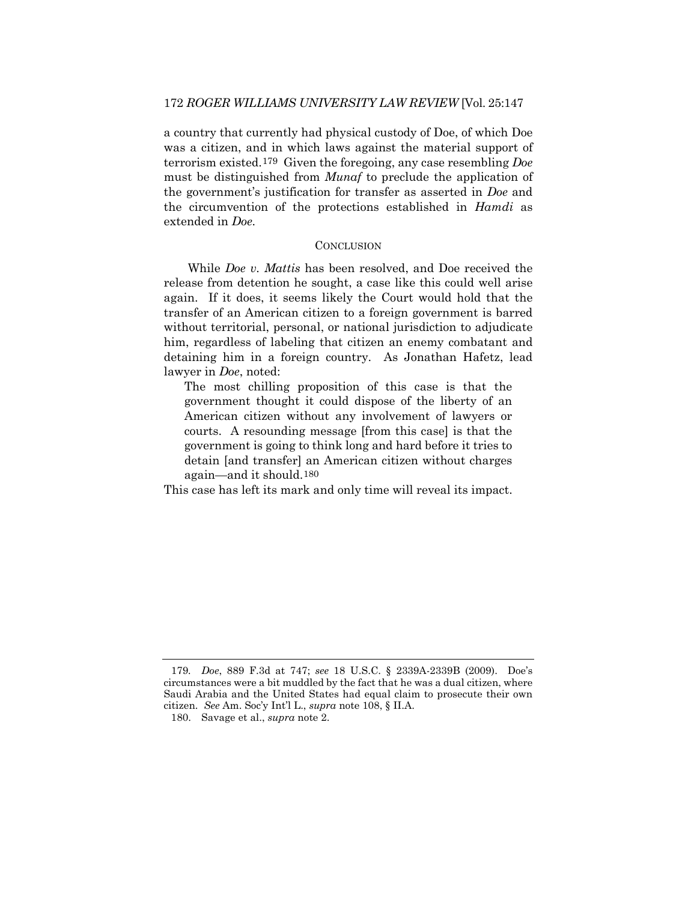a country that currently had physical custody of Doe, of which Doe was a citizen, and in which laws against the material support of terrorism existed.[179] Given the foregoing, any case resembling *Doe* must be distinguished from *Munaf* to preclude the application of the government's justification for transfer as asserted in *Doe* and the circumvention of the protections established in *Hamdi* as extended in *Doe.*

## CONCLUSION

While *Doe v. Mattis* has been resolved, and Doe received the release from detention he sought, a case like this could well arise again. If it does, it seems likely the Court would hold that the transfer of an American citizen to a foreign government is barred without territorial, personal, or national jurisdiction to adjudicate him, regardless of labeling that citizen an enemy combatant and detaining him in a foreign country. As Jonathan Hafetz, lead lawyer in *Doe*, noted:

> The most chilling proposition of this case is that the government thought it could dispose of the liberty of an American citizen without any involvement of lawyers or courts. A resounding message [from this case] is that the government is going to think long and hard before it tries to detain [and transfer] an American citizen without charges again—and it should.[180]

This case has left its mark and only time will reveal its impact.

---

179. *Doe*, 889 F.3d at 747; *see* 18 U.S.C. § 2339A-2339B (2009). Doe's circumstances were a bit muddled by the fact that he was a dual citizen, where Saudi Arabia and the United States had equal claim to prosecute their own citizen. *See* Am. Soc'y Int'l L., *supra* note 108, § II.A.

180. Savage et al., *supra* note 2.